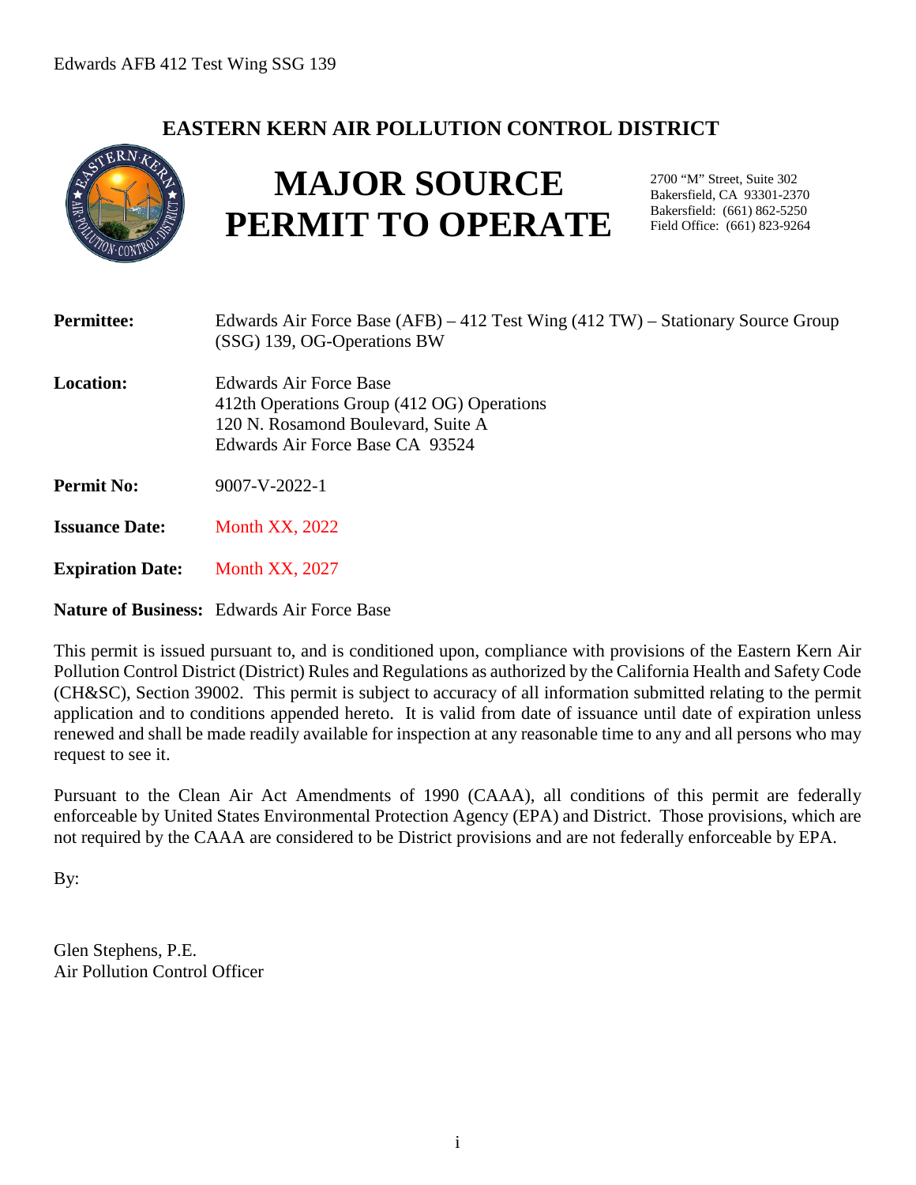## EASTERN KERN AIR POLLUTION CONTROL DISTRICT

# MAJOR SOURCE PERMIT TO OPERATE

2700 "M" Street, Suite 302
Bakersfield, CA 93301-2370
Bakersfield: (661) 862-5250
Field Office: (661) 823-9264

**Permittee:** Edwards Air Force Base (AFB) – 412 Test Wing (412 TW) – Stationary Source Group (SSG) 139, OG-Operations BW

**Location:** Edwards Air Force Base
412th Operations Group (412 OG) Operations
120 N. Rosamond Boulevard, Suite A
Edwards Air Force Base CA 93524

**Permit No:** 9007-V-2022-1

**Issuance Date:** Month XX, 2022

**Expiration Date:** Month XX, 2027

**Nature of Business:** Edwards Air Force Base

This permit is issued pursuant to, and is conditioned upon, compliance with provisions of the Eastern Kern Air Pollution Control District (District) Rules and Regulations as authorized by the California Health and Safety Code (CH&SC), Section 39002. This permit is subject to accuracy of all information submitted relating to the permit application and to conditions appended hereto. It is valid from date of issuance until date of expiration unless renewed and shall be made readily available for inspection at any reasonable time to any and all persons who may request to see it.

Pursuant to the Clean Air Act Amendments of 1990 (CAAA), all conditions of this permit are federally enforceable by United States Environmental Protection Agency (EPA) and District. Those provisions, which are not required by the CAAA are considered to be District provisions and are not federally enforceable by EPA.

By:

Glen Stephens, P.E.
Air Pollution Control Officer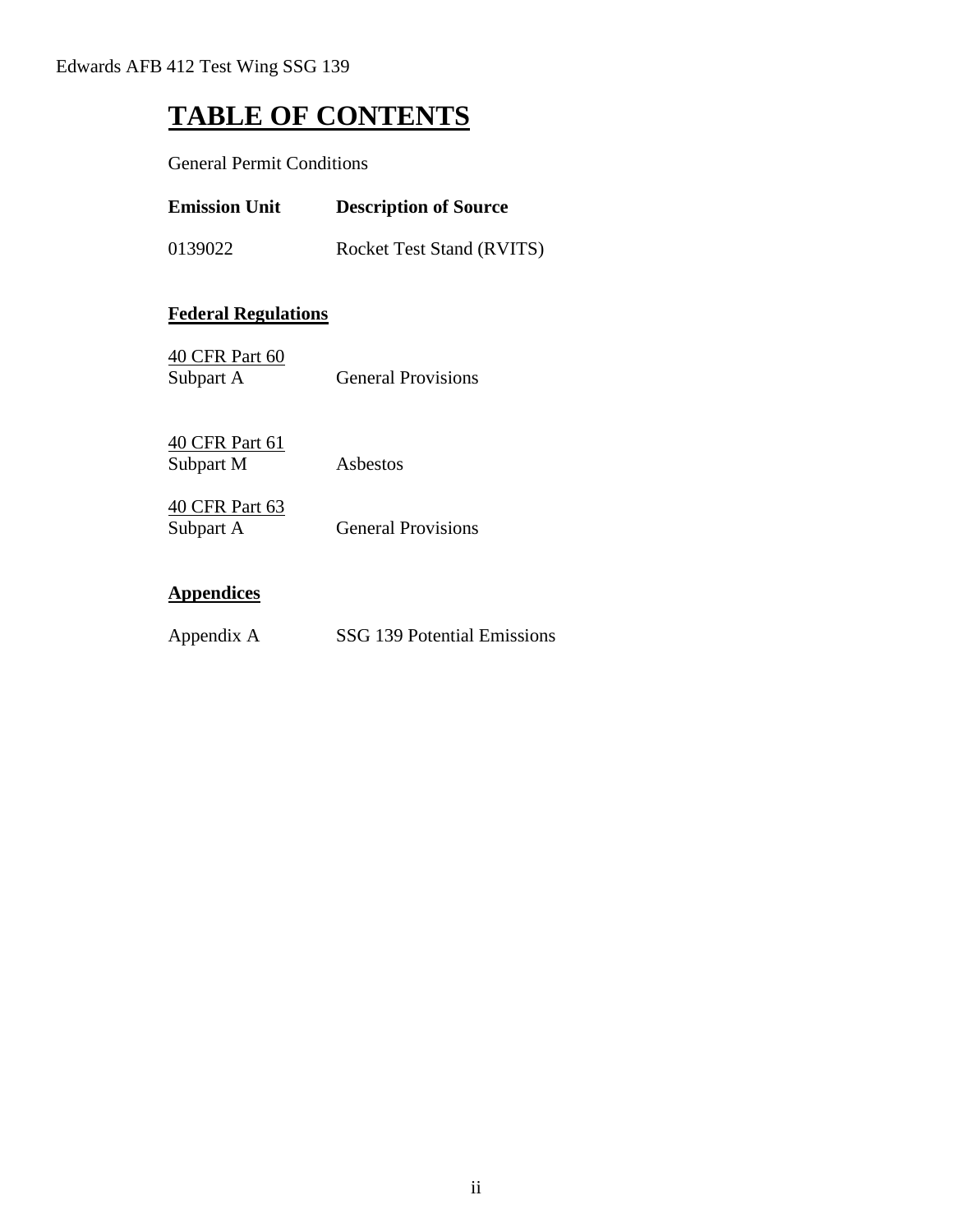# TABLE OF CONTENTS

General Permit Conditions

| **Emission Unit** | **Description of Source** |
|---|---|
| 0139022 | Rocket Test Stand (RVITS) |

## Federal Regulations

| | |
|---|---|
| 40 CFR Part 60<br>Subpart A | General Provisions |
| 40 CFR Part 61<br>Subpart M | Asbestos |
| 40 CFR Part 63<br>Subpart A | General Provisions |

## Appendices

| | |
|---|---|
| Appendix A | SSG 139 Potential Emissions |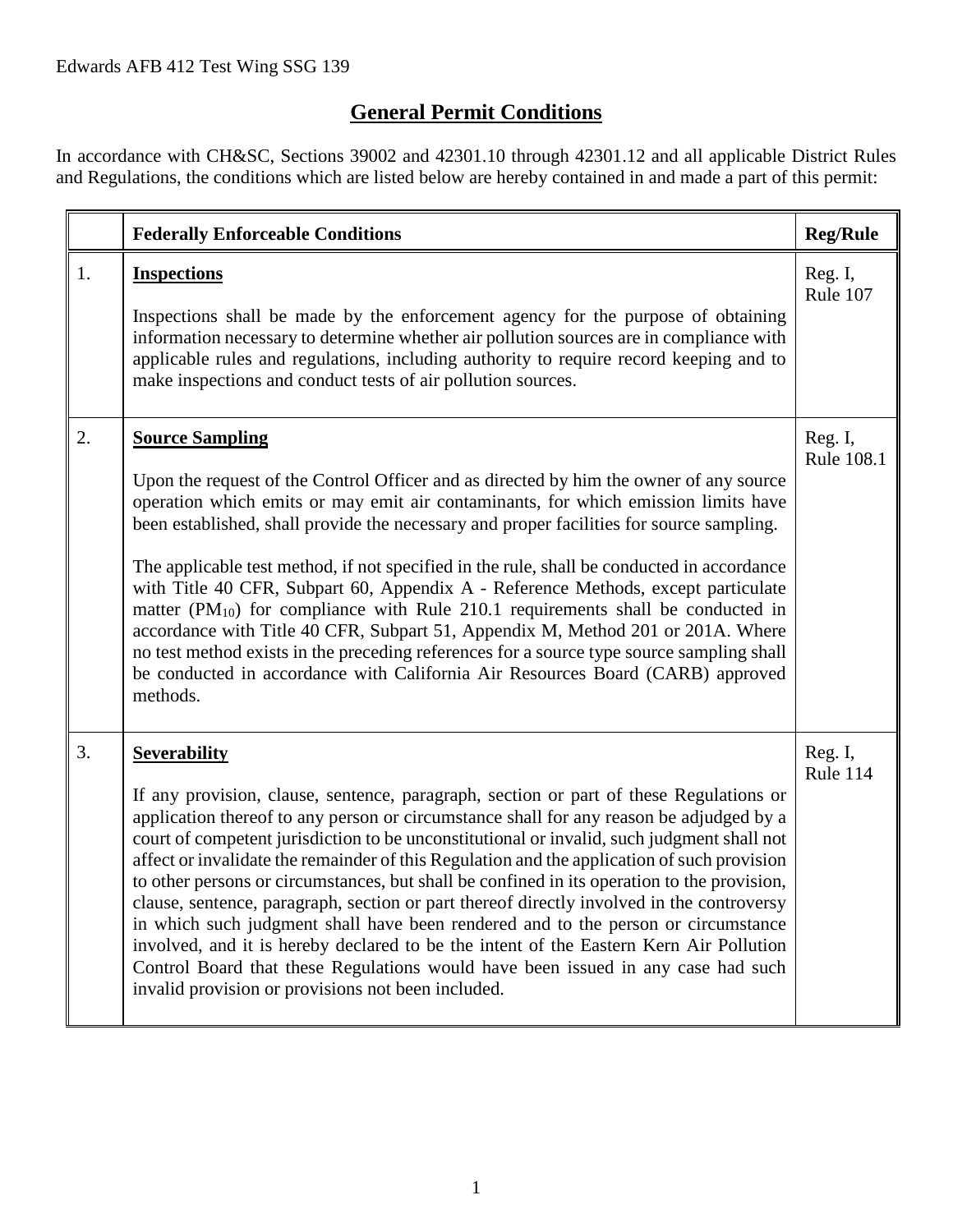## General Permit Conditions

In accordance with CH&SC, Sections 39002 and 42301.10 through 42301.12 and all applicable District Rules and Regulations, the conditions which are listed below are hereby contained in and made a part of this permit:

| | Federally Enforceable Conditions | Reg/Rule |
|---|---|---|
| 1. | **Inspections**<br><br>Inspections shall be made by the enforcement agency for the purpose of obtaining information necessary to determine whether air pollution sources are in compliance with applicable rules and regulations, including authority to require record keeping and to make inspections and conduct tests of air pollution sources. | Reg. I, Rule 107 |
| 2. | **Source Sampling**<br><br>Upon the request of the Control Officer and as directed by him the owner of any source operation which emits or may emit air contaminants, for which emission limits have been established, shall provide the necessary and proper facilities for source sampling.<br><br>The applicable test method, if not specified in the rule, shall be conducted in accordance with Title 40 CFR, Subpart 60, Appendix A - Reference Methods, except particulate matter ($PM_{10}$) for compliance with Rule 210.1 requirements shall be conducted in accordance with Title 40 CFR, Subpart 51, Appendix M, Method 201 or 201A. Where no test method exists in the preceding references for a source type source sampling shall be conducted in accordance with California Air Resources Board (CARB) approved methods. | Reg. I, Rule 108.1 |
| 3. | **Severability**<br><br>If any provision, clause, sentence, paragraph, section or part of these Regulations or application thereof to any person or circumstance shall for any reason be adjudged by a court of competent jurisdiction to be unconstitutional or invalid, such judgment shall not affect or invalidate the remainder of this Regulation and the application of such provision to other persons or circumstances, but shall be confined in its operation to the provision, clause, sentence, paragraph, section or part thereof directly involved in the controversy in which such judgment shall have been rendered and to the person or circumstance involved, and it is hereby declared to be the intent of the Eastern Kern Air Pollution Control Board that these Regulations would have been issued in any case had such invalid provision or provisions not been included. | Reg. I, Rule 114 |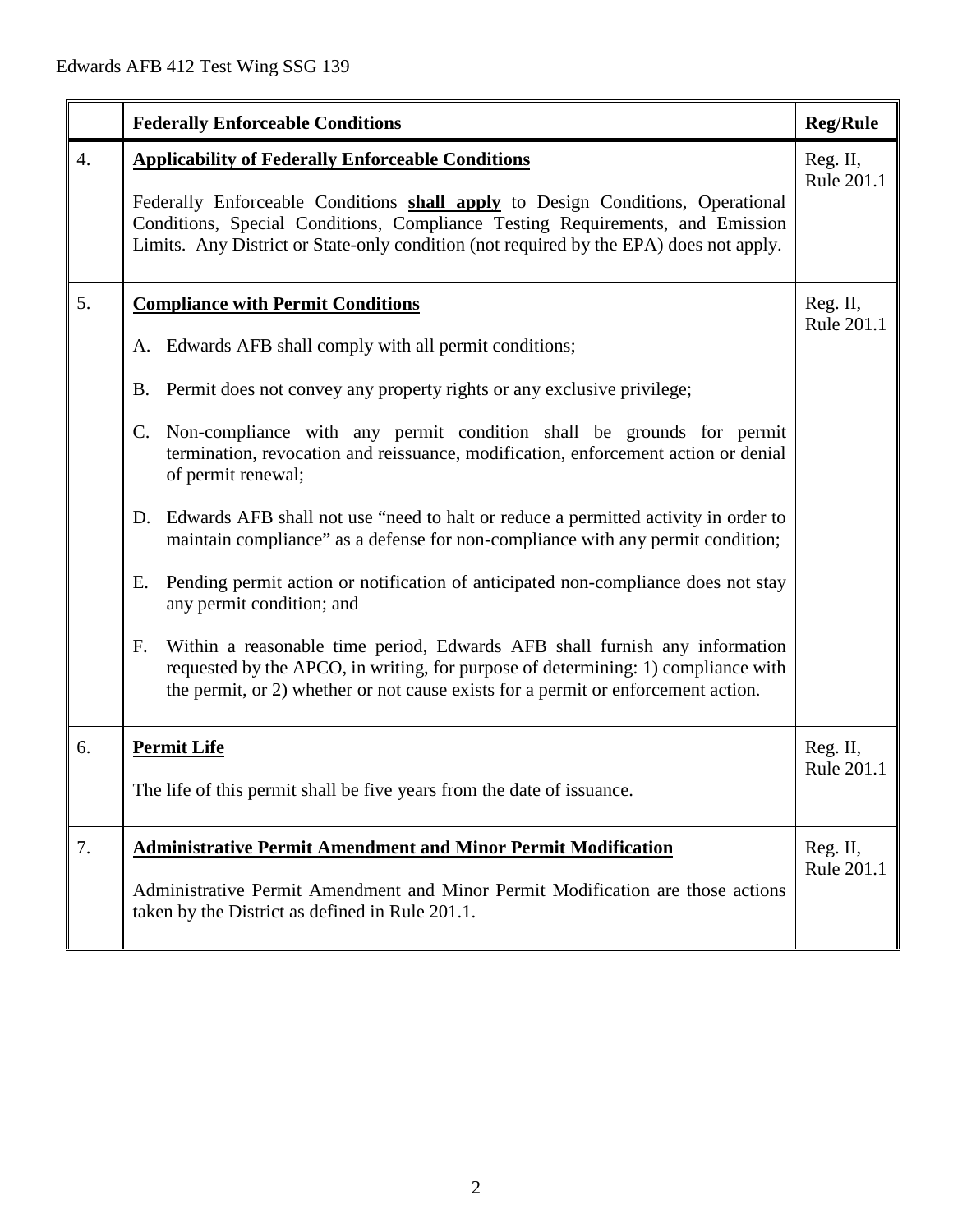| | Federally Enforceable Conditions | Reg/Rule |
|---|---|---|
| 4. | **Applicability of Federally Enforceable Conditions**<br><br>Federally Enforceable Conditions **shall apply** to Design Conditions, Operational Conditions, Special Conditions, Compliance Testing Requirements, and Emission Limits. Any District or State-only condition (not required by the EPA) does not apply. | Reg. II, Rule 201.1 |
| 5. | **Compliance with Permit Conditions**<br><br>A. Edwards AFB shall comply with all permit conditions;<br><br>B. Permit does not convey any property rights or any exclusive privilege;<br><br>C. Non-compliance with any permit condition shall be grounds for permit termination, revocation and reissuance, modification, enforcement action or denial of permit renewal;<br><br>D. Edwards AFB shall not use "need to halt or reduce a permitted activity in order to maintain compliance" as a defense for non-compliance with any permit condition;<br><br>E. Pending permit action or notification of anticipated non-compliance does not stay any permit condition; and<br><br>F. Within a reasonable time period, Edwards AFB shall furnish any information requested by the APCO, in writing, for purpose of determining: 1) compliance with the permit, or 2) whether or not cause exists for a permit or enforcement action. | Reg. II, Rule 201.1 |
| 6. | **Permit Life**<br><br>The life of this permit shall be five years from the date of issuance. | Reg. II, Rule 201.1 |
| 7. | **Administrative Permit Amendment and Minor Permit Modification**<br><br>Administrative Permit Amendment and Minor Permit Modification are those actions taken by the District as defined in Rule 201.1. | Reg. II, Rule 201.1 |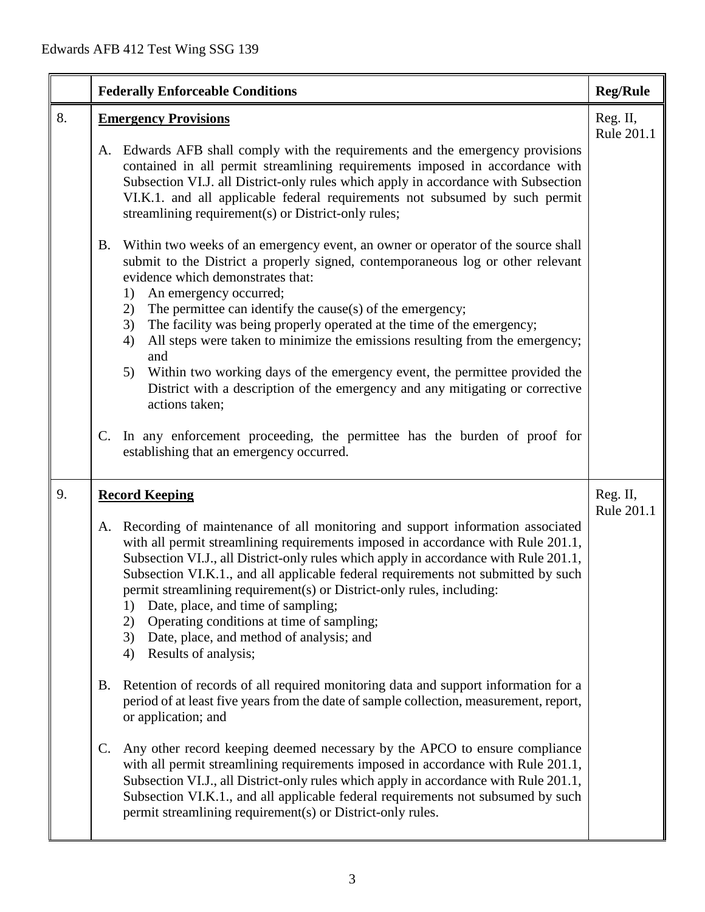| | Federally Enforceable Conditions | Reg/Rule |
|---|---|---|
| 8. | **Emergency Provisions**<br><br>A. Edwards AFB shall comply with the requirements and the emergency provisions contained in all permit streamlining requirements imposed in accordance with Subsection VI.J. all District-only rules which apply in accordance with Subsection VI.K.1. and all applicable federal requirements not subsumed by such permit streamlining requirement(s) or District-only rules;<br><br>B. Within two weeks of an emergency event, an owner or operator of the source shall submit to the District a properly signed, contemporaneous log or other relevant evidence which demonstrates that:<br>1) An emergency occurred;<br>2) The permittee can identify the cause(s) of the emergency;<br>3) The facility was being properly operated at the time of the emergency;<br>4) All steps were taken to minimize the emissions resulting from the emergency; and<br>5) Within two working days of the emergency event, the permittee provided the District with a description of the emergency and any mitigating or corrective actions taken;<br><br>C. In any enforcement proceeding, the permittee has the burden of proof for establishing that an emergency occurred. | Reg. II, Rule 201.1 |
| 9. | **Record Keeping**<br><br>A. Recording of maintenance of all monitoring and support information associated with all permit streamlining requirements imposed in accordance with Rule 201.1, Subsection VI.J., all District-only rules which apply in accordance with Rule 201.1, Subsection VI.K.1., and all applicable federal requirements not submitted by such permit streamlining requirement(s) or District-only rules, including:<br>1) Date, place, and time of sampling;<br>2) Operating conditions at time of sampling;<br>3) Date, place, and method of analysis; and<br>4) Results of analysis;<br><br>B. Retention of records of all required monitoring data and support information for a period of at least five years from the date of sample collection, measurement, report, or application; and<br><br>C. Any other record keeping deemed necessary by the APCO to ensure compliance with all permit streamlining requirements imposed in accordance with Rule 201.1, Subsection VI.J., all District-only rules which apply in accordance with Rule 201.1, Subsection VI.K.1., and all applicable federal requirements not subsumed by such permit streamlining requirement(s) or District-only rules. | Reg. II, Rule 201.1 |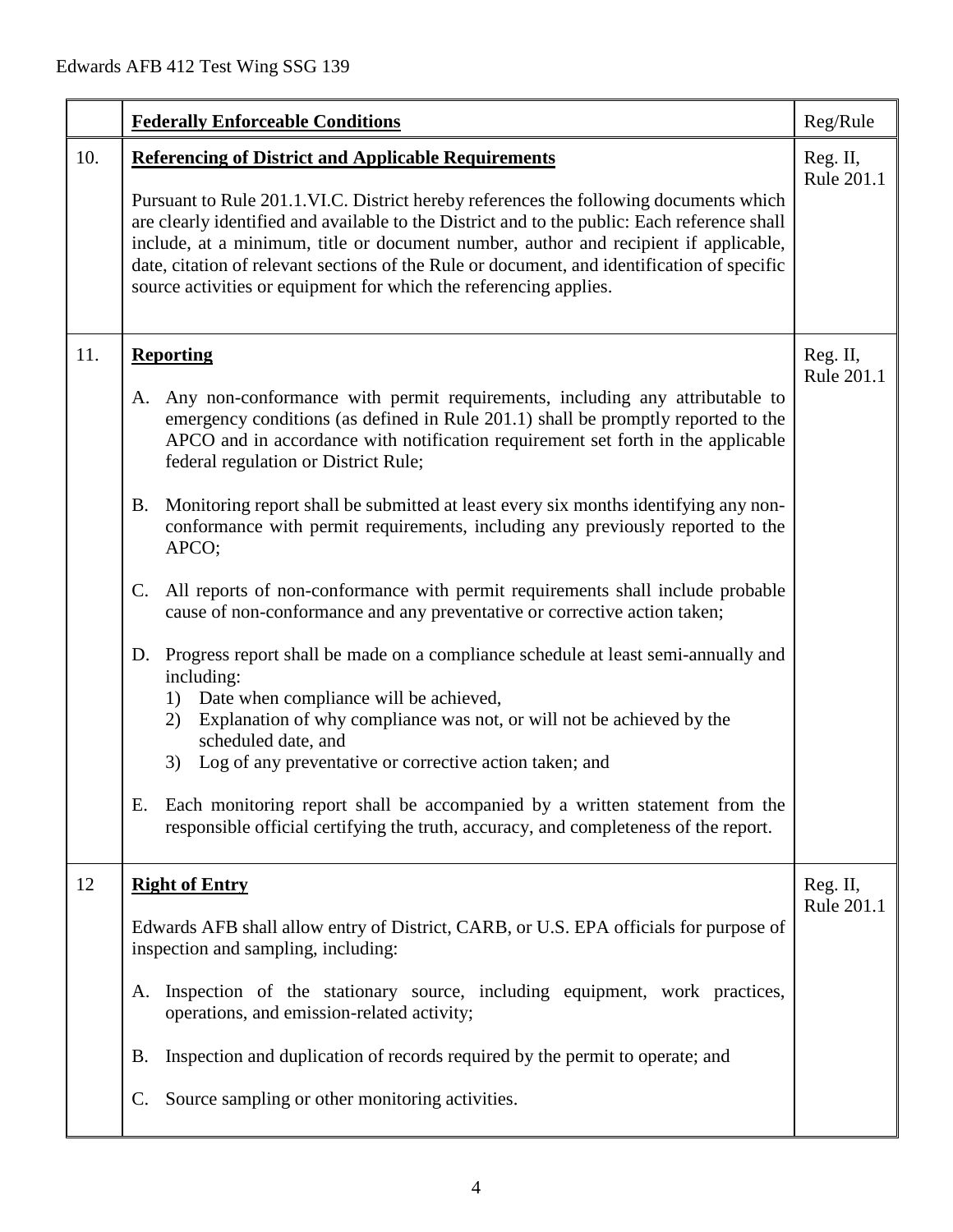| | **Federally Enforceable Conditions** | Reg/Rule |
|---|---|---|
| 10. | **Referencing of District and Applicable Requirements**<br><br>Pursuant to Rule 201.1.VI.C. District hereby references the following documents which are clearly identified and available to the District and to the public: Each reference shall include, at a minimum, title or document number, author and recipient if applicable, date, citation of relevant sections of the Rule or document, and identification of specific source activities or equipment for which the referencing applies. | Reg. II, Rule 201.1 |
| 11. | **Reporting**<br><br>A. Any non-conformance with permit requirements, including any attributable to emergency conditions (as defined in Rule 201.1) shall be promptly reported to the APCO and in accordance with notification requirement set forth in the applicable federal regulation or District Rule;<br><br>B. Monitoring report shall be submitted at least every six months identifying any non-conformance with permit requirements, including any previously reported to the APCO;<br><br>C. All reports of non-conformance with permit requirements shall include probable cause of non-conformance and any preventative or corrective action taken;<br><br>D. Progress report shall be made on a compliance schedule at least semi-annually and including:<br>1) Date when compliance will be achieved,<br>2) Explanation of why compliance was not, or will not be achieved by the scheduled date, and<br>3) Log of any preventative or corrective action taken; and<br><br>E. Each monitoring report shall be accompanied by a written statement from the responsible official certifying the truth, accuracy, and completeness of the report. | Reg. II, Rule 201.1 |
| 12 | **Right of Entry**<br><br>Edwards AFB shall allow entry of District, CARB, or U.S. EPA officials for purpose of inspection and sampling, including:<br><br>A. Inspection of the stationary source, including equipment, work practices, operations, and emission-related activity;<br><br>B. Inspection and duplication of records required by the permit to operate; and<br><br>C. Source sampling or other monitoring activities. | Reg. II, Rule 201.1 |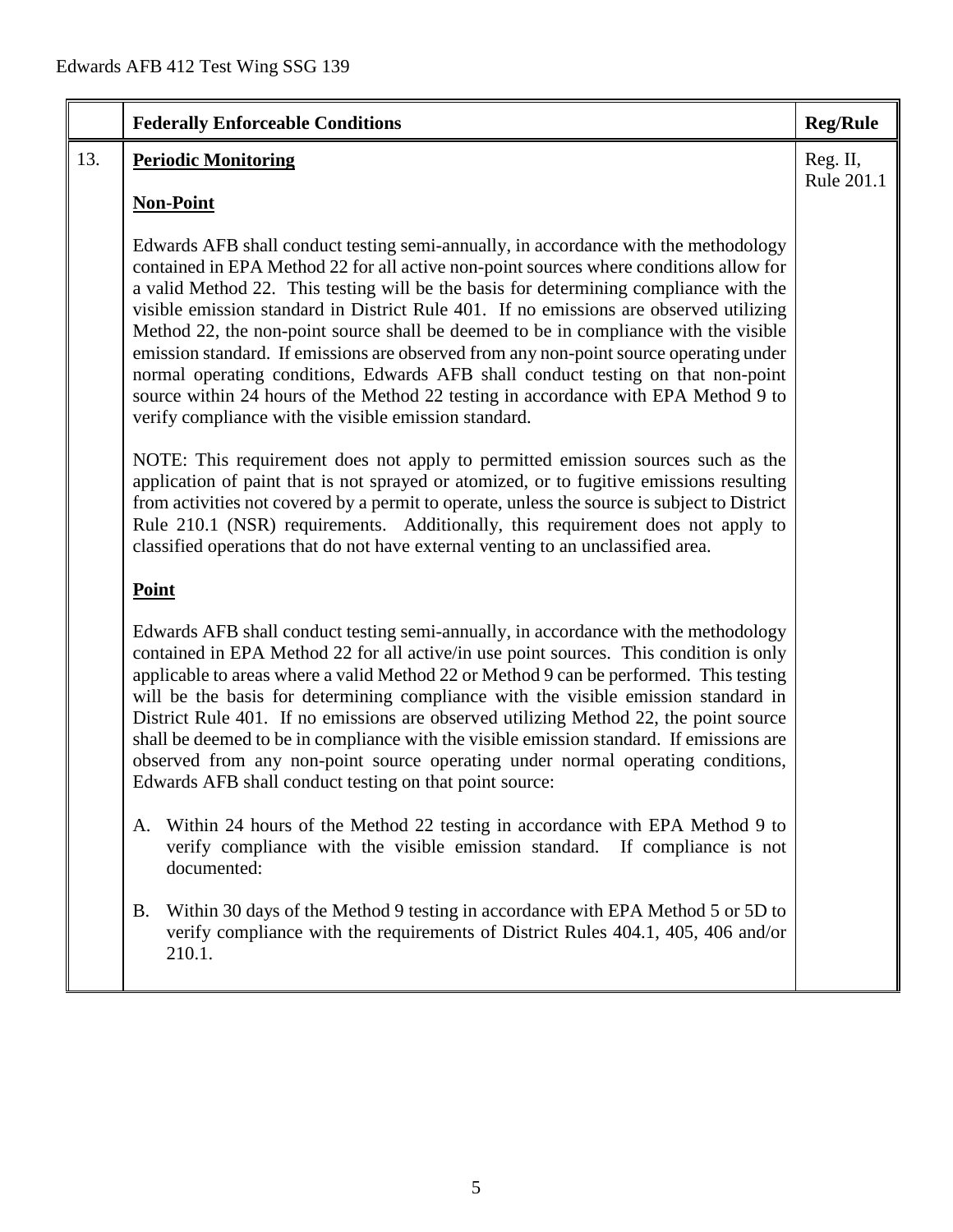| | Federally Enforceable Conditions | Reg/Rule |
|---|---|---|
| 13. | **Periodic Monitoring**<br><br>**Non-Point**<br><br>Edwards AFB shall conduct testing semi-annually, in accordance with the methodology contained in EPA Method 22 for all active non-point sources where conditions allow for a valid Method 22. This testing will be the basis for determining compliance with the visible emission standard in District Rule 401. If no emissions are observed utilizing Method 22, the non-point source shall be deemed to be in compliance with the visible emission standard. If emissions are observed from any non-point source operating under normal operating conditions, Edwards AFB shall conduct testing on that non-point source within 24 hours of the Method 22 testing in accordance with EPA Method 9 to verify compliance with the visible emission standard.<br><br>NOTE: This requirement does not apply to permitted emission sources such as the application of paint that is not sprayed or atomized, or to fugitive emissions resulting from activities not covered by a permit to operate, unless the source is subject to District Rule 210.1 (NSR) requirements. Additionally, this requirement does not apply to classified operations that do not have external venting to an unclassified area.<br><br>**Point**<br><br>Edwards AFB shall conduct testing semi-annually, in accordance with the methodology contained in EPA Method 22 for all active/in use point sources. This condition is only applicable to areas where a valid Method 22 or Method 9 can be performed. This testing will be the basis for determining compliance with the visible emission standard in District Rule 401. If no emissions are observed utilizing Method 22, the point source shall be deemed to be in compliance with the visible emission standard. If emissions are observed from any non-point source operating under normal operating conditions, Edwards AFB shall conduct testing on that point source:<br><br>A. Within 24 hours of the Method 22 testing in accordance with EPA Method 9 to verify compliance with the visible emission standard. If compliance is not documented:<br><br>B. Within 30 days of the Method 9 testing in accordance with EPA Method 5 or 5D to verify compliance with the requirements of District Rules 404.1, 405, 406 and/or 210.1. | Reg. II, Rule 201.1 |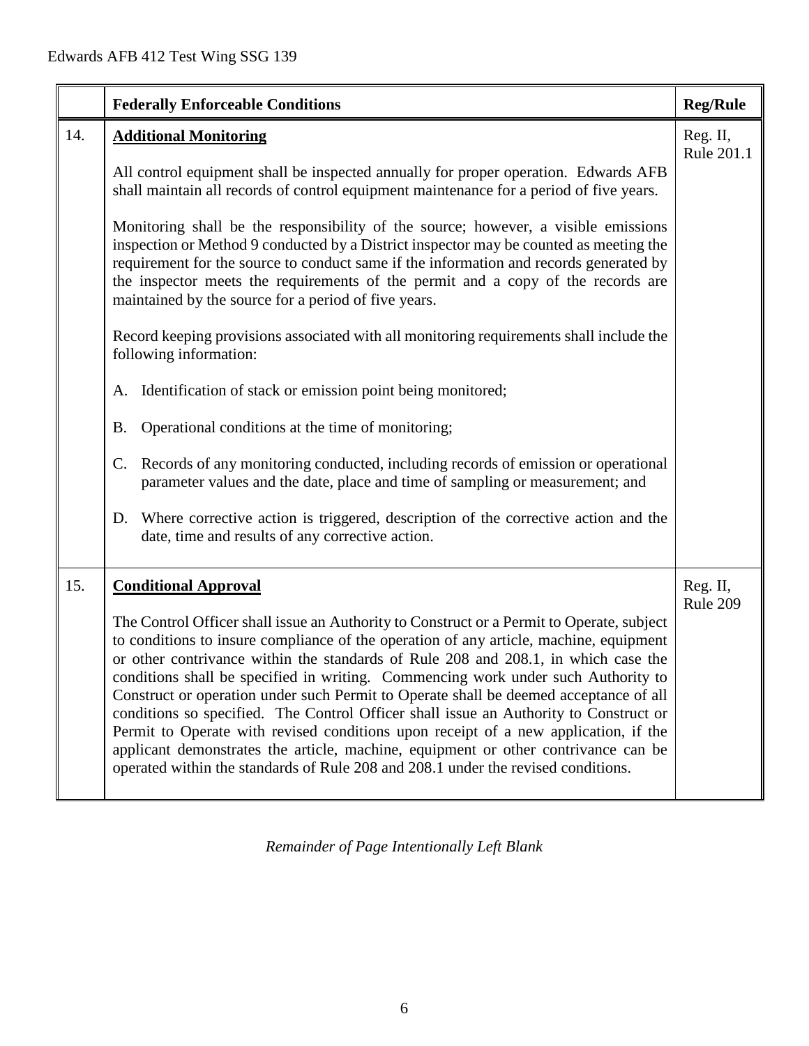| | **Federally Enforceable Conditions** | **Reg/Rule** |
|---|---|---|
| 14. | **Additional Monitoring**<br><br>All control equipment shall be inspected annually for proper operation. Edwards AFB shall maintain all records of control equipment maintenance for a period of five years.<br><br>Monitoring shall be the responsibility of the source; however, a visible emissions inspection or Method 9 conducted by a District inspector may be counted as meeting the requirement for the source to conduct same if the information and records generated by the inspector meets the requirements of the permit and a copy of the records are maintained by the source for a period of five years.<br><br>Record keeping provisions associated with all monitoring requirements shall include the following information:<br><br>A. Identification of stack or emission point being monitored;<br><br>B. Operational conditions at the time of monitoring;<br><br>C. Records of any monitoring conducted, including records of emission or operational parameter values and the date, place and time of sampling or measurement; and<br><br>D. Where corrective action is triggered, description of the corrective action and the date, time and results of any corrective action. | Reg. II, Rule 201.1 |
| 15. | **Conditional Approval**<br><br>The Control Officer shall issue an Authority to Construct or a Permit to Operate, subject to conditions to insure compliance of the operation of any article, machine, equipment or other contrivance within the standards of Rule 208 and 208.1, in which case the conditions shall be specified in writing. Commencing work under such Authority to Construct or operation under such Permit to Operate shall be deemed acceptance of all conditions so specified. The Control Officer shall issue an Authority to Construct or Permit to Operate with revised conditions upon receipt of a new application, if the applicant demonstrates the article, machine, equipment or other contrivance can be operated within the standards of Rule 208 and 208.1 under the revised conditions. | Reg. II, Rule 209 |

*Remainder of Page Intentionally Left Blank*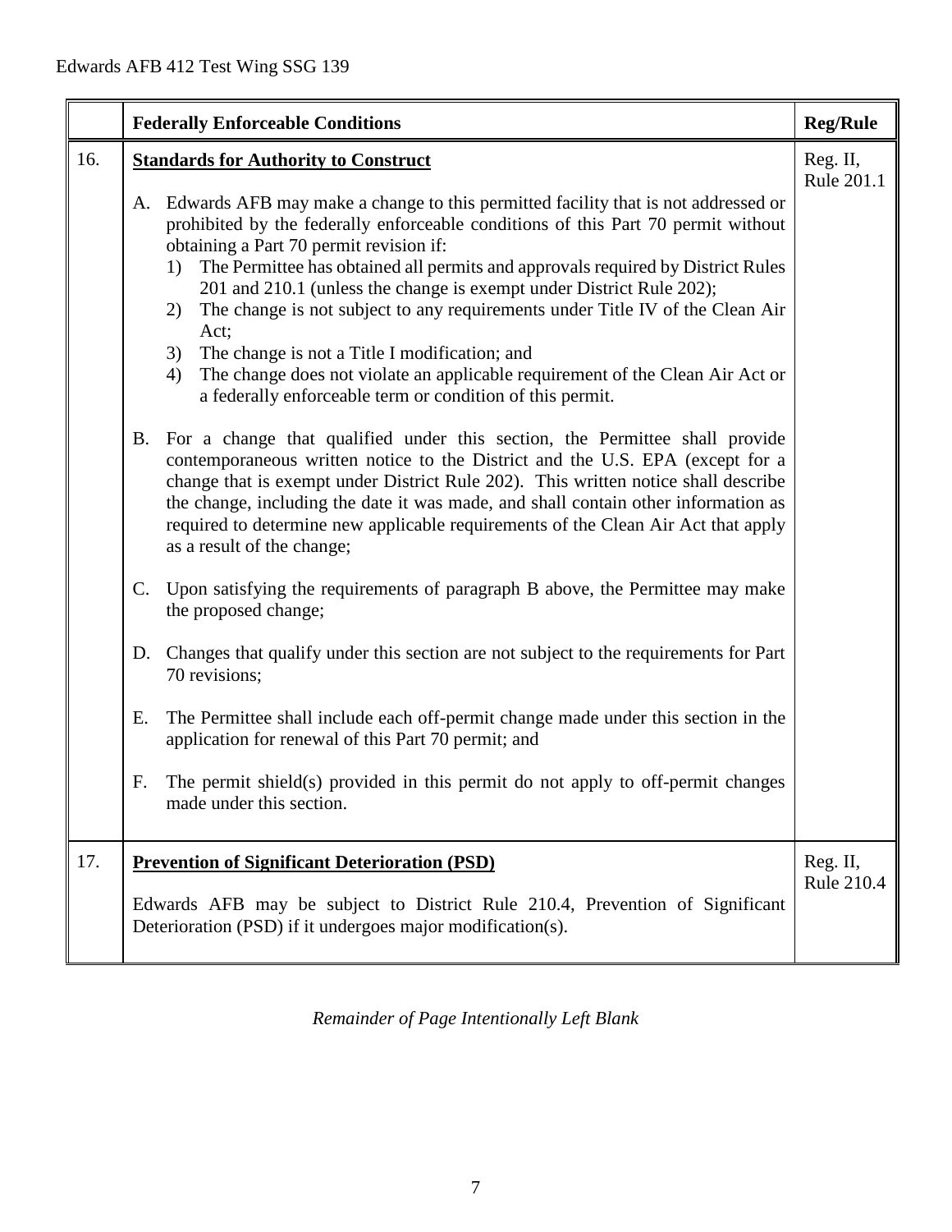| | Federally Enforceable Conditions | Reg/Rule |
|---|---|---|
| 16. | **Standards for Authority to Construct**<br><br>A. Edwards AFB may make a change to this permitted facility that is not addressed or prohibited by the federally enforceable conditions of this Part 70 permit without obtaining a Part 70 permit revision if:<br>1) The Permittee has obtained all permits and approvals required by District Rules 201 and 210.1 (unless the change is exempt under District Rule 202);<br>2) The change is not subject to any requirements under Title IV of the Clean Air Act;<br>3) The change is not a Title I modification; and<br>4) The change does not violate an applicable requirement of the Clean Air Act or a federally enforceable term or condition of this permit.<br><br>B. For a change that qualified under this section, the Permittee shall provide contemporaneous written notice to the District and the U.S. EPA (except for a change that is exempt under District Rule 202). This written notice shall describe the change, including the date it was made, and shall contain other information as required to determine new applicable requirements of the Clean Air Act that apply as a result of the change;<br><br>C. Upon satisfying the requirements of paragraph B above, the Permittee may make the proposed change;<br><br>D. Changes that qualify under this section are not subject to the requirements for Part 70 revisions;<br><br>E. The Permittee shall include each off-permit change made under this section in the application for renewal of this Part 70 permit; and<br><br>F. The permit shield(s) provided in this permit do not apply to off-permit changes made under this section. | Reg. II, Rule 201.1 |
| 17. | **Prevention of Significant Deterioration (PSD)**<br><br>Edwards AFB may be subject to District Rule 210.4, Prevention of Significant Deterioration (PSD) if it undergoes major modification(s). | Reg. II, Rule 210.4 |

*Remainder of Page Intentionally Left Blank*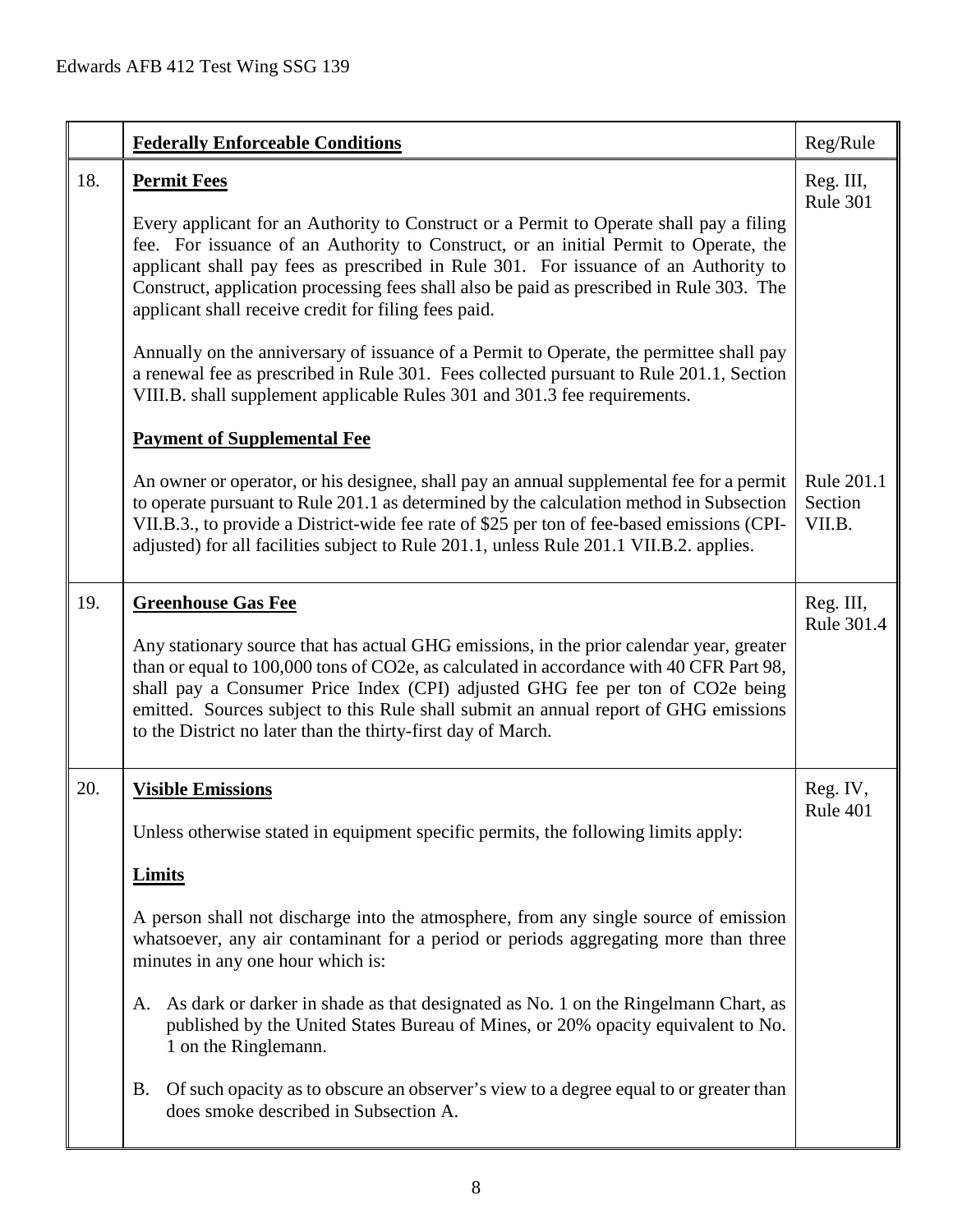| | Federally Enforceable Conditions | Reg/Rule |
|---|---|---|
| 18. | **Permit Fees**<br><br>Every applicant for an Authority to Construct or a Permit to Operate shall pay a filing fee. For issuance of an Authority to Construct, or an initial Permit to Operate, the applicant shall pay fees as prescribed in Rule 301. For issuance of an Authority to Construct, application processing fees shall also be paid as prescribed in Rule 303. The applicant shall receive credit for filing fees paid.<br><br>Annually on the anniversary of issuance of a Permit to Operate, the permittee shall pay a renewal fee as prescribed in Rule 301. Fees collected pursuant to Rule 201.1, Section VIII.B. shall supplement applicable Rules 301 and 301.3 fee requirements.<br><br>**Payment of Supplemental Fee**<br><br>An owner or operator, or his designee, shall pay an annual supplemental fee for a permit to operate pursuant to Rule 201.1 as determined by the calculation method in Subsection VII.B.3., to provide a District-wide fee rate of $25 per ton of fee-based emissions (CPI-adjusted) for all facilities subject to Rule 201.1, unless Rule 201.1 VII.B.2. applies. | Reg. III, Rule 301<br><br><br><br><br><br><br><br><br><br>Rule 201.1 Section VII.B. |
| 19. | **Greenhouse Gas Fee**<br><br>Any stationary source that has actual GHG emissions, in the prior calendar year, greater than or equal to 100,000 tons of CO2e, as calculated in accordance with 40 CFR Part 98, shall pay a Consumer Price Index (CPI) adjusted GHG fee per ton of CO2e being emitted. Sources subject to this Rule shall submit an annual report of GHG emissions to the District no later than the thirty-first day of March. | Reg. III, Rule 301.4 |
| 20. | **Visible Emissions**<br><br>Unless otherwise stated in equipment specific permits, the following limits apply:<br><br>**Limits**<br><br>A person shall not discharge into the atmosphere, from any single source of emission whatsoever, any air contaminant for a period or periods aggregating more than three minutes in any one hour which is:<br><br>A. As dark or darker in shade as that designated as No. 1 on the Ringelmann Chart, as published by the United States Bureau of Mines, or 20% opacity equivalent to No. 1 on the Ringlemann.<br><br>B. Of such opacity as to obscure an observer's view to a degree equal to or greater than does smoke described in Subsection A. | Reg. IV, Rule 401 |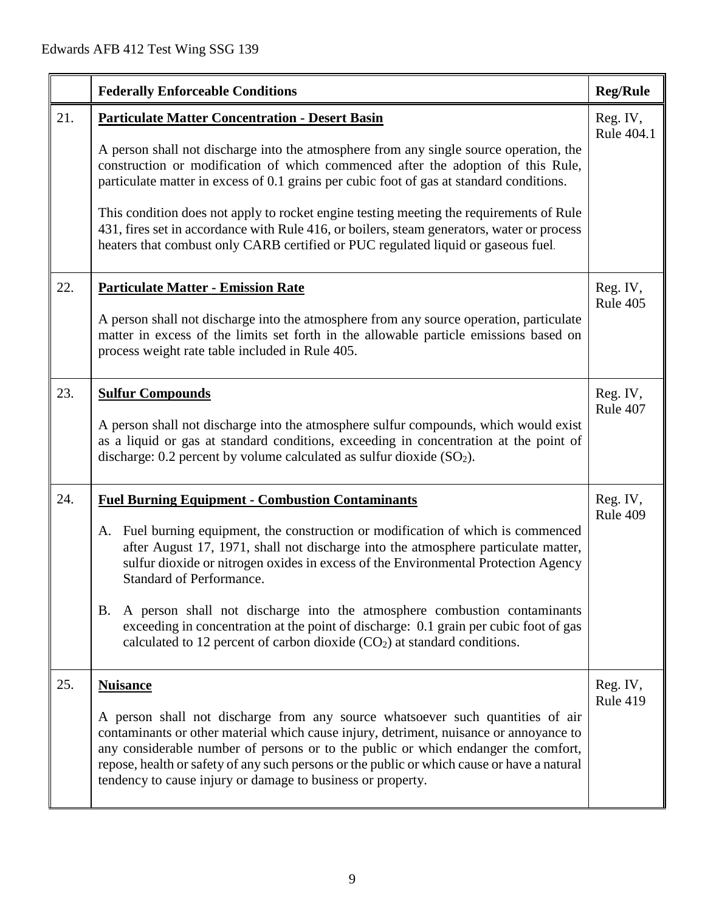|  | Federally Enforceable Conditions | Reg/Rule |
|---|---|---|
| 21. | **Particulate Matter Concentration - Desert Basin**<br><br>A person shall not discharge into the atmosphere from any single source operation, the construction or modification of which commenced after the adoption of this Rule, particulate matter in excess of 0.1 grains per cubic foot of gas at standard conditions.<br><br>This condition does not apply to rocket engine testing meeting the requirements of Rule 431, fires set in accordance with Rule 416, or boilers, steam generators, water or process heaters that combust only CARB certified or PUC regulated liquid or gaseous fuel. | Reg. IV, Rule 404.1 |
| 22. | **Particulate Matter - Emission Rate**<br><br>A person shall not discharge into the atmosphere from any source operation, particulate matter in excess of the limits set forth in the allowable particle emissions based on process weight rate table included in Rule 405. | Reg. IV, Rule 405 |
| 23. | **Sulfur Compounds**<br><br>A person shall not discharge into the atmosphere sulfur compounds, which would exist as a liquid or gas at standard conditions, exceeding in concentration at the point of discharge: 0.2 percent by volume calculated as sulfur dioxide ($SO_2$). | Reg. IV, Rule 407 |
| 24. | **Fuel Burning Equipment - Combustion Contaminants**<br><br>A. Fuel burning equipment, the construction or modification of which is commenced after August 17, 1971, shall not discharge into the atmosphere particulate matter, sulfur dioxide or nitrogen oxides in excess of the Environmental Protection Agency Standard of Performance.<br><br>B. A person shall not discharge into the atmosphere combustion contaminants exceeding in concentration at the point of discharge: 0.1 grain per cubic foot of gas calculated to 12 percent of carbon dioxide ($CO_2$) at standard conditions. | Reg. IV, Rule 409 |
| 25. | **Nuisance**<br><br>A person shall not discharge from any source whatsoever such quantities of air contaminants or other material which cause injury, detriment, nuisance or annoyance to any considerable number of persons or to the public or which endanger the comfort, repose, health or safety of any such persons or the public or which cause or have a natural tendency to cause injury or damage to business or property. | Reg. IV, Rule 419 |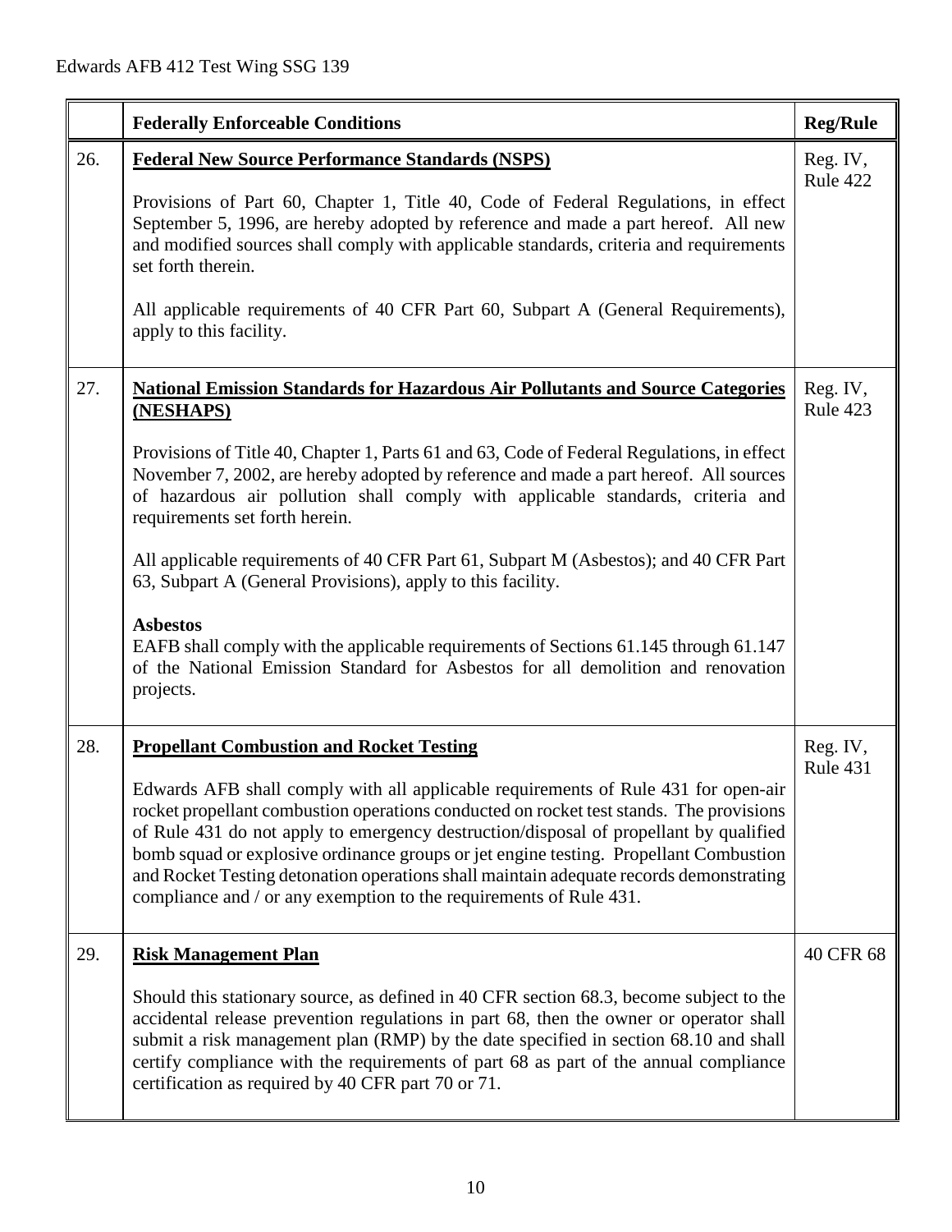| | Federally Enforceable Conditions | Reg/Rule |
|---|---|---|
| 26. | **Federal New Source Performance Standards (NSPS)**<br><br>Provisions of Part 60, Chapter 1, Title 40, Code of Federal Regulations, in effect September 5, 1996, are hereby adopted by reference and made a part hereof. All new and modified sources shall comply with applicable standards, criteria and requirements set forth therein.<br><br>All applicable requirements of 40 CFR Part 60, Subpart A (General Requirements), apply to this facility. | Reg. IV, Rule 422 |
| 27. | **National Emission Standards for Hazardous Air Pollutants and Source Categories (NESHAPS)**<br><br>Provisions of Title 40, Chapter 1, Parts 61 and 63, Code of Federal Regulations, in effect November 7, 2002, are hereby adopted by reference and made a part hereof. All sources of hazardous air pollution shall comply with applicable standards, criteria and requirements set forth herein.<br><br>All applicable requirements of 40 CFR Part 61, Subpart M (Asbestos); and 40 CFR Part 63, Subpart A (General Provisions), apply to this facility.<br><br>**Asbestos**<br>EAFB shall comply with the applicable requirements of Sections 61.145 through 61.147 of the National Emission Standard for Asbestos for all demolition and renovation projects. | Reg. IV, Rule 423 |
| 28. | **Propellant Combustion and Rocket Testing**<br><br>Edwards AFB shall comply with all applicable requirements of Rule 431 for open-air rocket propellant combustion operations conducted on rocket test stands. The provisions of Rule 431 do not apply to emergency destruction/disposal of propellant by qualified bomb squad or explosive ordinance groups or jet engine testing. Propellant Combustion and Rocket Testing detonation operations shall maintain adequate records demonstrating compliance and / or any exemption to the requirements of Rule 431. | Reg. IV, Rule 431 |
| 29. | **Risk Management Plan**<br><br>Should this stationary source, as defined in 40 CFR section 68.3, become subject to the accidental release prevention regulations in part 68, then the owner or operator shall submit a risk management plan (RMP) by the date specified in section 68.10 and shall certify compliance with the requirements of part 68 as part of the annual compliance certification as required by 40 CFR part 70 or 71. | 40 CFR 68 |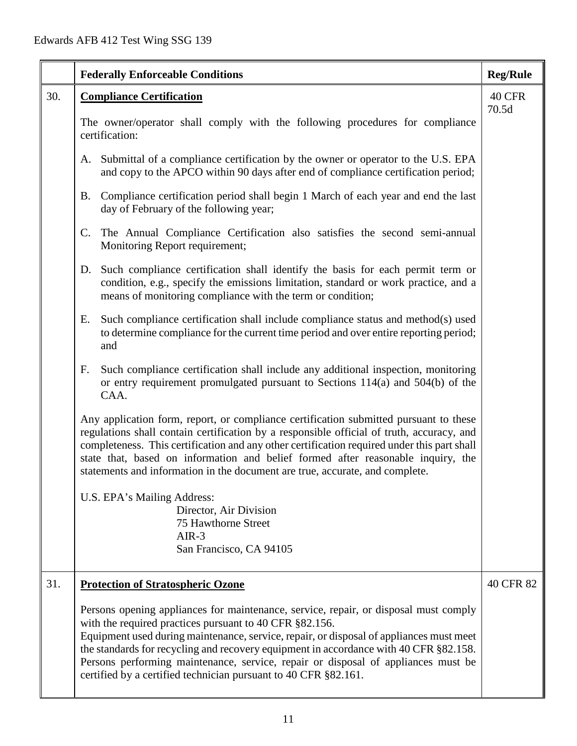| | Federally Enforceable Conditions | Reg/Rule |
|---|---|---|
| 30. | **Compliance Certification**<br><br>The owner/operator shall comply with the following procedures for compliance certification:<br><br>A. Submittal of a compliance certification by the owner or operator to the U.S. EPA and copy to the APCO within 90 days after end of compliance certification period;<br><br>B. Compliance certification period shall begin 1 March of each year and end the last day of February of the following year;<br><br>C. The Annual Compliance Certification also satisfies the second semi-annual Monitoring Report requirement;<br><br>D. Such compliance certification shall identify the basis for each permit term or condition, e.g., specify the emissions limitation, standard or work practice, and a means of monitoring compliance with the term or condition;<br><br>E. Such compliance certification shall include compliance status and method(s) used to determine compliance for the current time period and over entire reporting period; and<br><br>F. Such compliance certification shall include any additional inspection, monitoring or entry requirement promulgated pursuant to Sections 114(a) and 504(b) of the CAA.<br><br>Any application form, report, or compliance certification submitted pursuant to these regulations shall contain certification by a responsible official of truth, accuracy, and completeness. This certification and any other certification required under this part shall state that, based on information and belief formed after reasonable inquiry, the statements and information in the document are true, accurate, and complete.<br><br>U.S. EPA's Mailing Address:<br>Director, Air Division<br>75 Hawthorne Street<br>AIR-3<br>San Francisco, CA 94105 | 40 CFR 70.5d |
| 31. | **Protection of Stratospheric Ozone**<br><br>Persons opening appliances for maintenance, service, repair, or disposal must comply with the required practices pursuant to 40 CFR §82.156.<br>Equipment used during maintenance, service, repair, or disposal of appliances must meet the standards for recycling and recovery equipment in accordance with 40 CFR §82.158.<br>Persons performing maintenance, service, repair or disposal of appliances must be certified by a certified technician pursuant to 40 CFR §82.161. | 40 CFR 82 |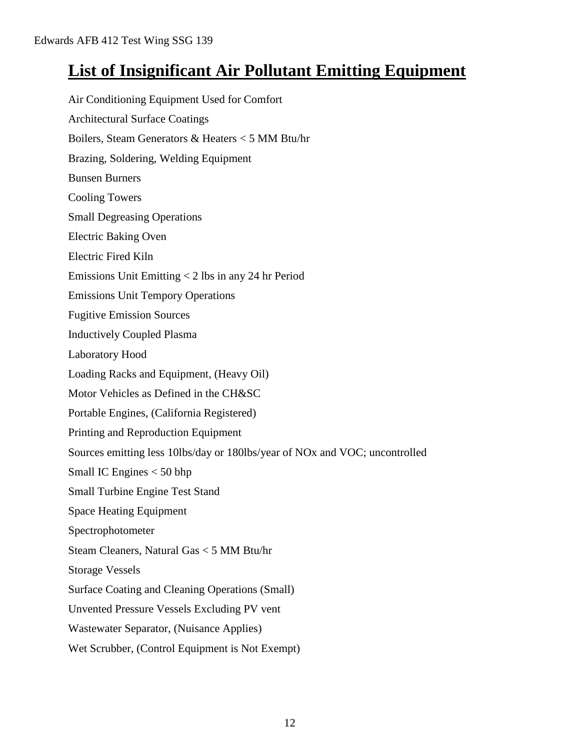# List of Insignificant Air Pollutant Emitting Equipment

Air Conditioning Equipment Used for Comfort

Architectural Surface Coatings

Boilers, Steam Generators & Heaters < 5 MM Btu/hr

Brazing, Soldering, Welding Equipment

Bunsen Burners

Cooling Towers

Small Degreasing Operations

Electric Baking Oven

Electric Fired Kiln

Emissions Unit Emitting < 2 lbs in any 24 hr Period

Emissions Unit Tempory Operations

Fugitive Emission Sources

Inductively Coupled Plasma

Laboratory Hood

Loading Racks and Equipment, (Heavy Oil)

Motor Vehicles as Defined in the CH&SC

Portable Engines, (California Registered)

Printing and Reproduction Equipment

Sources emitting less 10lbs/day or 180lbs/year of NOx and VOC; uncontrolled

Small IC Engines < 50 bhp

Small Turbine Engine Test Stand

Space Heating Equipment

Spectrophotometer

Steam Cleaners, Natural Gas < 5 MM Btu/hr

Storage Vessels

Surface Coating and Cleaning Operations (Small)

Unvented Pressure Vessels Excluding PV vent

Wastewater Separator, (Nuisance Applies)

Wet Scrubber, (Control Equipment is Not Exempt)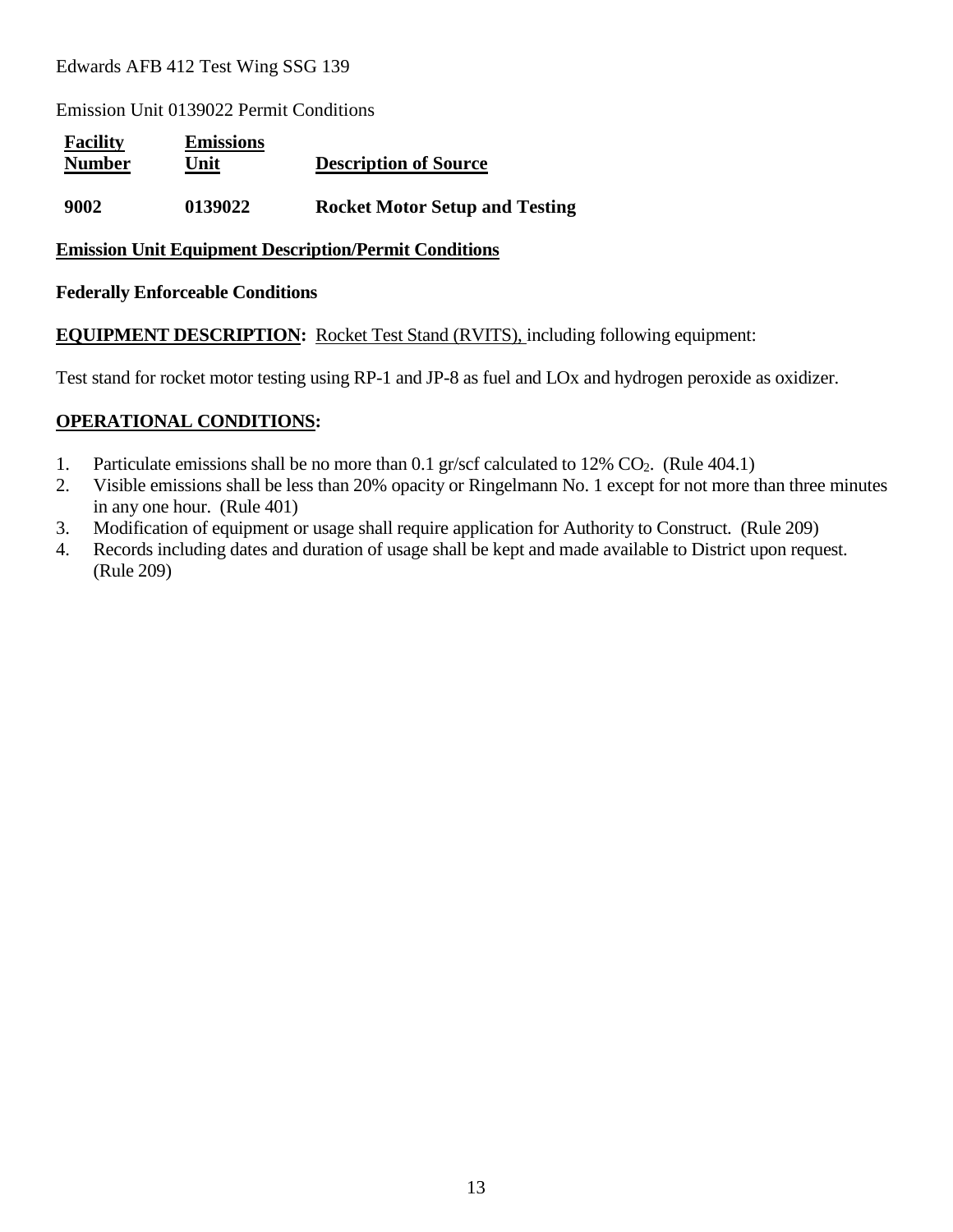Edwards AFB 412 Test Wing SSG 139

Emission Unit 0139022 Permit Conditions

| **Facility Number** | **Emissions Unit** | **Description of Source** |
|---|---|---|
| **9002** | **0139022** | **Rocket Motor Setup and Testing** |

**Emission Unit Equipment Description/Permit Conditions**

**Federally Enforceable Conditions**

**EQUIPMENT DESCRIPTION:** Rocket Test Stand (RVITS), including following equipment:

Test stand for rocket motor testing using RP-1 and JP-8 as fuel and LOx and hydrogen peroxide as oxidizer.

**OPERATIONAL CONDITIONS:**

1. Particulate emissions shall be no more than 0.1 gr/scf calculated to 12% $CO_2$. (Rule 404.1)
2. Visible emissions shall be less than 20% opacity or Ringelmann No. 1 except for not more than three minutes in any one hour. (Rule 401)
3. Modification of equipment or usage shall require application for Authority to Construct. (Rule 209)
4. Records including dates and duration of usage shall be kept and made available to District upon request. (Rule 209)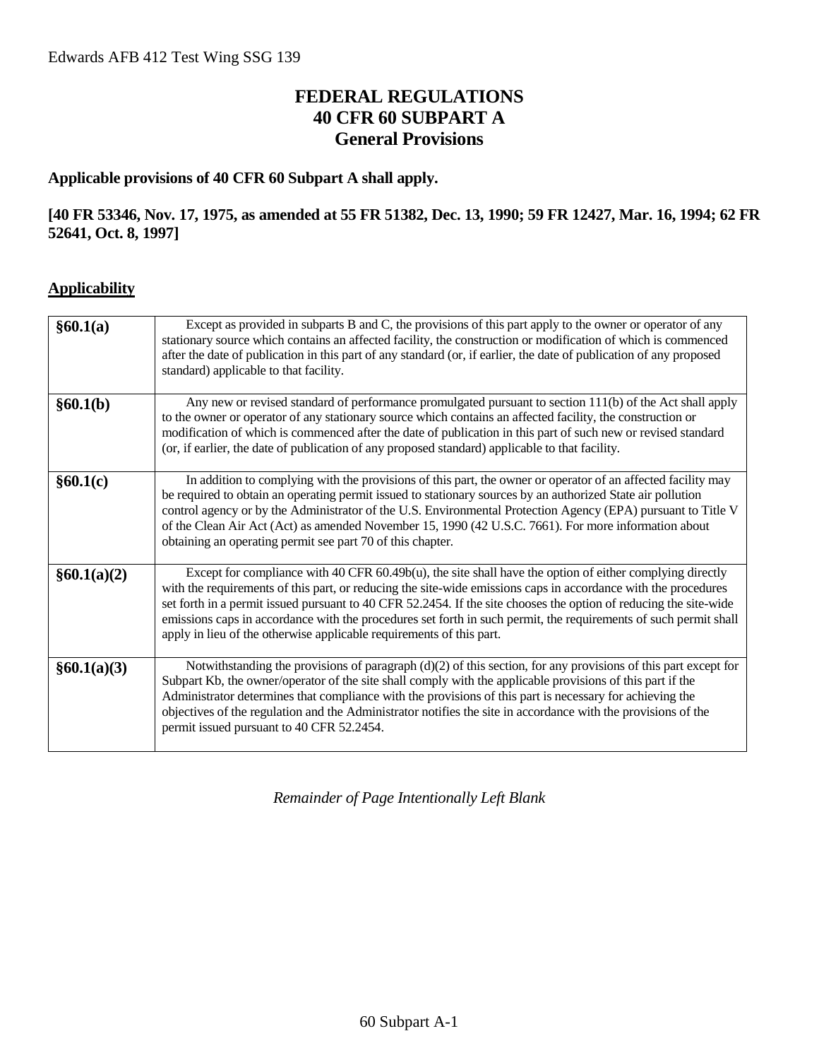# FEDERAL REGULATIONS
# 40 CFR 60 SUBPART A
# General Provisions

**Applicable provisions of 40 CFR 60 Subpart A shall apply.**

**[40 FR 53346, Nov. 17, 1975, as amended at 55 FR 51382, Dec. 13, 1990; 59 FR 12427, Mar. 16, 1994; 62 FR 52641, Oct. 8, 1997]**

**<u>Applicability</u>**

| | |
|---|---|
| **§60.1(a)** | Except as provided in subparts B and C, the provisions of this part apply to the owner or operator of any stationary source which contains an affected facility, the construction or modification of which is commenced after the date of publication in this part of any standard (or, if earlier, the date of publication of any proposed standard) applicable to that facility. |
| **§60.1(b)** | Any new or revised standard of performance promulgated pursuant to section 111(b) of the Act shall apply to the owner or operator of any stationary source which contains an affected facility, the construction or modification of which is commenced after the date of publication in this part of such new or revised standard (or, if earlier, the date of publication of any proposed standard) applicable to that facility. |
| **§60.1(c)** | In addition to complying with the provisions of this part, the owner or operator of an affected facility may be required to obtain an operating permit issued to stationary sources by an authorized State air pollution control agency or by the Administrator of the U.S. Environmental Protection Agency (EPA) pursuant to Title V of the Clean Air Act (Act) as amended November 15, 1990 (42 U.S.C. 7661). For more information about obtaining an operating permit see part 70 of this chapter. |
| **§60.1(a)(2)** | Except for compliance with 40 CFR 60.49b(u), the site shall have the option of either complying directly with the requirements of this part, or reducing the site-wide emissions caps in accordance with the procedures set forth in a permit issued pursuant to 40 CFR 52.2454. If the site chooses the option of reducing the site-wide emissions caps in accordance with the procedures set forth in such permit, the requirements of such permit shall apply in lieu of the otherwise applicable requirements of this part. |
| **§60.1(a)(3)** | Notwithstanding the provisions of paragraph (d)(2) of this section, for any provisions of this part except for Subpart Kb, the owner/operator of the site shall comply with the applicable provisions of this part if the Administrator determines that compliance with the provisions of this part is necessary for achieving the objectives of the regulation and the Administrator notifies the site in accordance with the provisions of the permit issued pursuant to 40 CFR 52.2454. |

*Remainder of Page Intentionally Left Blank*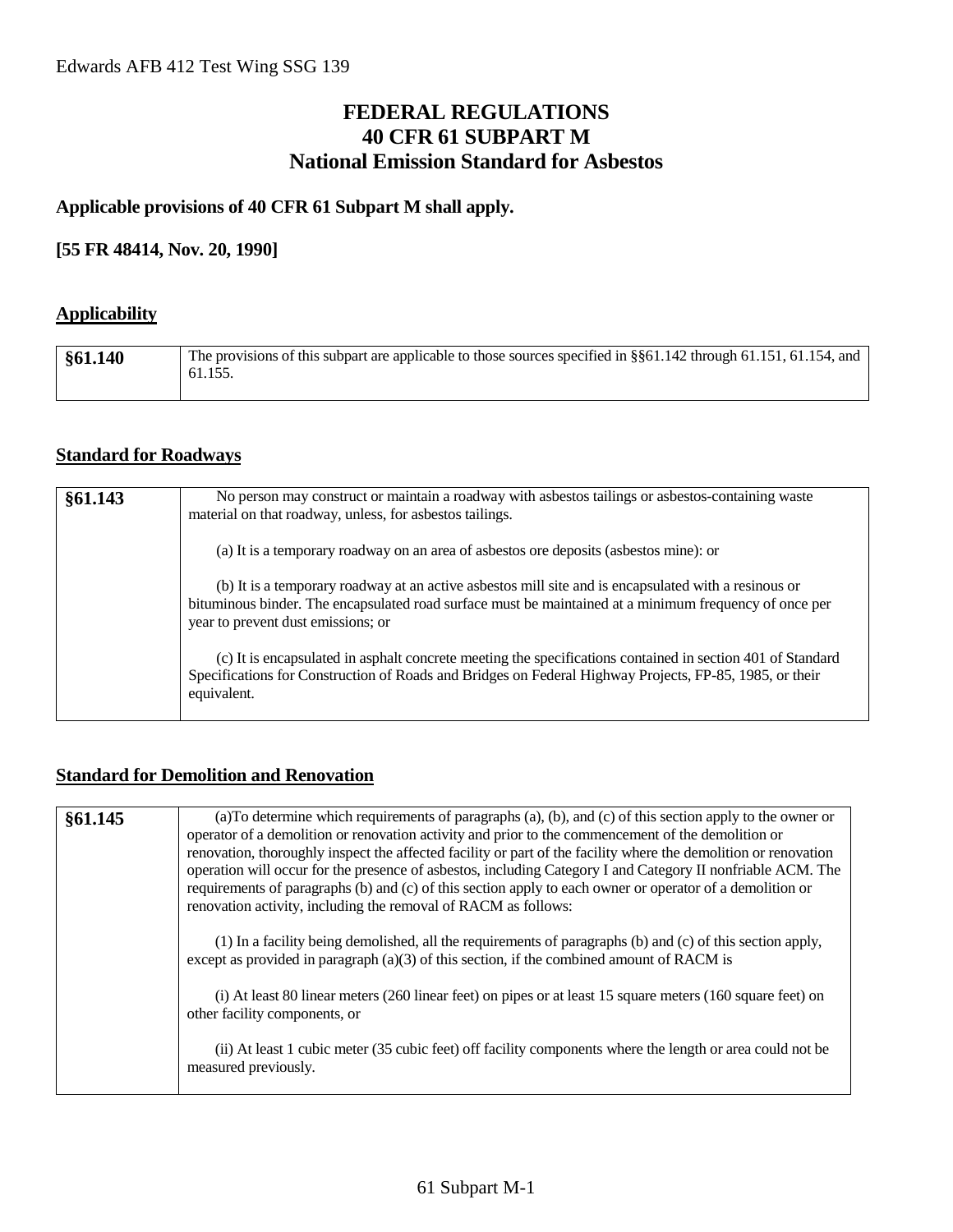# FEDERAL REGULATIONS
# 40 CFR 61 SUBPART M
# National Emission Standard for Asbestos

**Applicable provisions of 40 CFR 61 Subpart M shall apply.**

**[55 FR 48414, Nov. 20, 1990]**

## Applicability

| §61.140 | The provisions of this subpart are applicable to those sources specified in §§61.142 through 61.151, 61.154, and 61.155. |
|---|---|

## Standard for Roadways

| §61.143 | No person may construct or maintain a roadway with asbestos tailings or asbestos-containing waste material on that roadway, unless, for asbestos tailings.<br><br>(a) It is a temporary roadway on an area of asbestos ore deposits (asbestos mine): or<br><br>(b) It is a temporary roadway at an active asbestos mill site and is encapsulated with a resinous or bituminous binder. The encapsulated road surface must be maintained at a minimum frequency of once per year to prevent dust emissions; or<br><br>(c) It is encapsulated in asphalt concrete meeting the specifications contained in section 401 of Standard Specifications for Construction of Roads and Bridges on Federal Highway Projects, FP-85, 1985, or their equivalent. |
|---|---|

## Standard for Demolition and Renovation

| §61.145 | (a)To determine which requirements of paragraphs (a), (b), and (c) of this section apply to the owner or operator of a demolition or renovation activity and prior to the commencement of the demolition or renovation, thoroughly inspect the affected facility or part of the facility where the demolition or renovation operation will occur for the presence of asbestos, including Category I and Category II nonfriable ACM. The requirements of paragraphs (b) and (c) of this section apply to each owner or operator of a demolition or renovation activity, including the removal of RACM as follows:<br><br>(1) In a facility being demolished, all the requirements of paragraphs (b) and (c) of this section apply, except as provided in paragraph (a)(3) of this section, if the combined amount of RACM is<br><br>(i) At least 80 linear meters (260 linear feet) on pipes or at least 15 square meters (160 square feet) on other facility components, or<br><br>(ii) At least 1 cubic meter (35 cubic feet) off facility components where the length or area could not be measured previously. |
|---|---|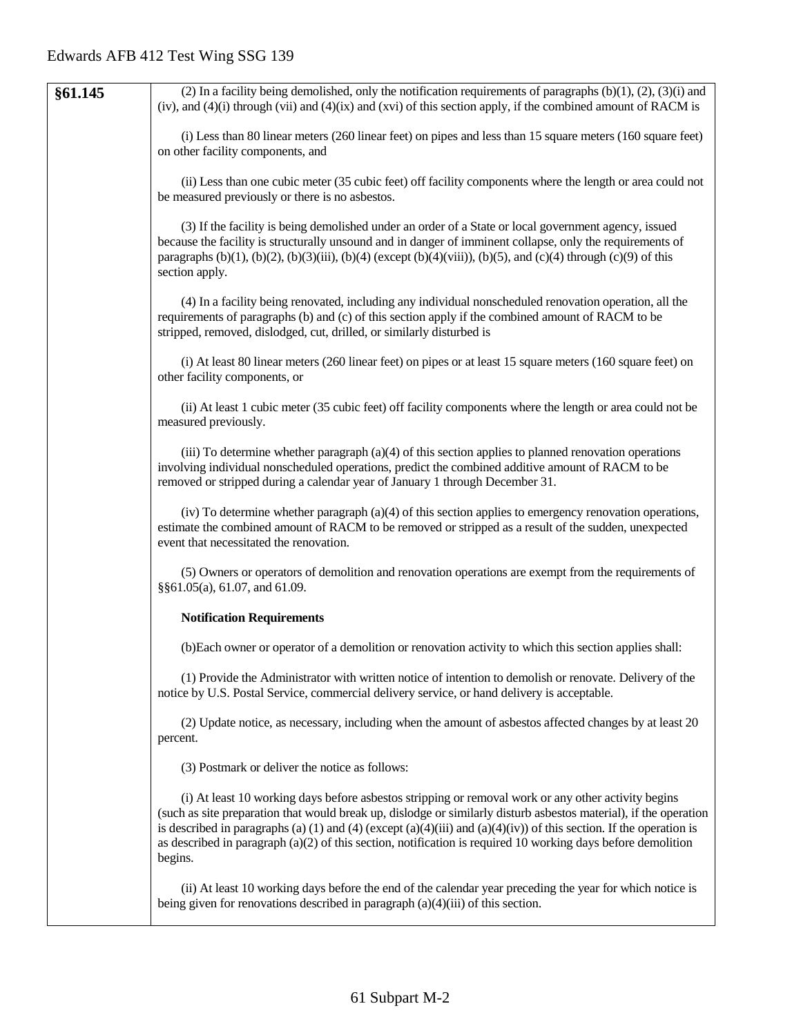| §61.145 | (2) In a facility being demolished, only the notification requirements of paragraphs (b)(1), (2), (3)(i) and (iv), and (4)(i) through (vii) and (4)(ix) and (xvi) of this section apply, if the combined amount of RACM is<br><br>(i) Less than 80 linear meters (260 linear feet) on pipes and less than 15 square meters (160 square feet) on other facility components, and<br><br>(ii) Less than one cubic meter (35 cubic feet) off facility components where the length or area could not be measured previously or there is no asbestos.<br><br>(3) If the facility is being demolished under an order of a State or local government agency, issued because the facility is structurally unsound and in danger of imminent collapse, only the requirements of paragraphs (b)(1), (b)(2), (b)(3)(iii), (b)(4) (except (b)(4)(viii)), (b)(5), and (c)(4) through (c)(9) of this section apply.<br><br>(4) In a facility being renovated, including any individual nonscheduled renovation operation, all the requirements of paragraphs (b) and (c) of this section apply if the combined amount of RACM to be stripped, removed, dislodged, cut, drilled, or similarly disturbed is<br><br>(i) At least 80 linear meters (260 linear feet) on pipes or at least 15 square meters (160 square feet) on other facility components, or<br><br>(ii) At least 1 cubic meter (35 cubic feet) off facility components where the length or area could not be measured previously.<br><br>(iii) To determine whether paragraph (a)(4) of this section applies to planned renovation operations involving individual nonscheduled operations, predict the combined additive amount of RACM to be removed or stripped during a calendar year of January 1 through December 31.<br><br>(iv) To determine whether paragraph (a)(4) of this section applies to emergency renovation operations, estimate the combined amount of RACM to be removed or stripped as a result of the sudden, unexpected event that necessitated the renovation.<br><br>(5) Owners or operators of demolition and renovation operations are exempt from the requirements of §§61.05(a), 61.07, and 61.09.<br><br>**Notification Requirements**<br><br>(b)Each owner or operator of a demolition or renovation activity to which this section applies shall:<br><br>(1) Provide the Administrator with written notice of intention to demolish or renovate. Delivery of the notice by U.S. Postal Service, commercial delivery service, or hand delivery is acceptable.<br><br>(2) Update notice, as necessary, including when the amount of asbestos affected changes by at least 20 percent.<br><br>(3) Postmark or deliver the notice as follows:<br><br>(i) At least 10 working days before asbestos stripping or removal work or any other activity begins (such as site preparation that would break up, dislodge or similarly disturb asbestos material), if the operation is described in paragraphs (a) (1) and (4) (except (a)(4)(iii) and (a)(4)(iv)) of this section. If the operation is as described in paragraph (a)(2) of this section, notification is required 10 working days before demolition begins.<br><br>(ii) At least 10 working days before the end of the calendar year preceding the year for which notice is being given for renovations described in paragraph (a)(4)(iii) of this section. |
|---|---|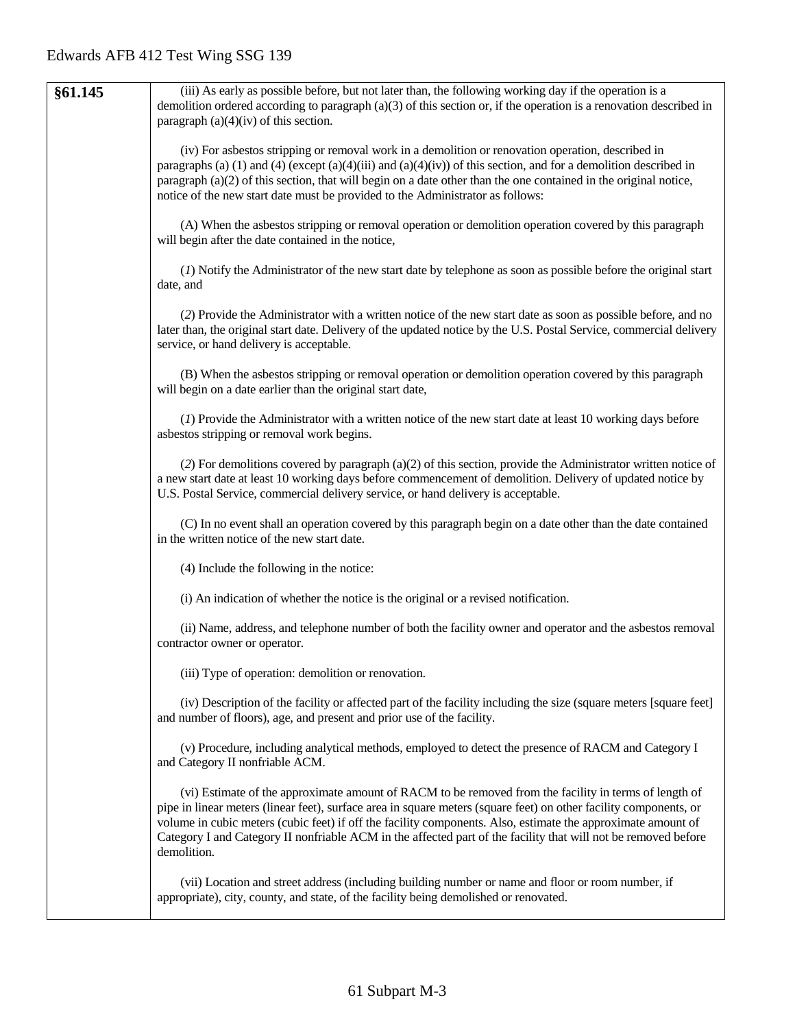| §61.145 | (iii) As early as possible before, but not later than, the following working day if the operation is a demolition ordered according to paragraph (a)(3) of this section or, if the operation is a renovation described in paragraph (a)(4)(iv) of this section.<br><br>(iv) For asbestos stripping or removal work in a demolition or renovation operation, described in paragraphs (a) (1) and (4) (except (a)(4)(iii) and (a)(4)(iv)) of this section, and for a demolition described in paragraph (a)(2) of this section, that will begin on a date other than the one contained in the original notice, notice of the new start date must be provided to the Administrator as follows:<br><br>(A) When the asbestos stripping or removal operation or demolition operation covered by this paragraph will begin after the date contained in the notice,<br><br>(*1*) Notify the Administrator of the new start date by telephone as soon as possible before the original start date, and<br><br>(*2*) Provide the Administrator with a written notice of the new start date as soon as possible before, and no later than, the original start date. Delivery of the updated notice by the U.S. Postal Service, commercial delivery service, or hand delivery is acceptable.<br><br>(B) When the asbestos stripping or removal operation or demolition operation covered by this paragraph will begin on a date earlier than the original start date,<br><br>(*1*) Provide the Administrator with a written notice of the new start date at least 10 working days before asbestos stripping or removal work begins.<br><br>(*2*) For demolitions covered by paragraph (a)(2) of this section, provide the Administrator written notice of a new start date at least 10 working days before commencement of demolition. Delivery of updated notice by U.S. Postal Service, commercial delivery service, or hand delivery is acceptable.<br><br>(C) In no event shall an operation covered by this paragraph begin on a date other than the date contained in the written notice of the new start date.<br><br>(4) Include the following in the notice:<br><br>(i) An indication of whether the notice is the original or a revised notification.<br><br>(ii) Name, address, and telephone number of both the facility owner and operator and the asbestos removal contractor owner or operator.<br><br>(iii) Type of operation: demolition or renovation.<br><br>(iv) Description of the facility or affected part of the facility including the size (square meters [square feet] and number of floors), age, and present and prior use of the facility.<br><br>(v) Procedure, including analytical methods, employed to detect the presence of RACM and Category I and Category II nonfriable ACM.<br><br>(vi) Estimate of the approximate amount of RACM to be removed from the facility in terms of length of pipe in linear meters (linear feet), surface area in square meters (square feet) on other facility components, or volume in cubic meters (cubic feet) if off the facility components. Also, estimate the approximate amount of Category I and Category II nonfriable ACM in the affected part of the facility that will not be removed before demolition.<br><br>(vii) Location and street address (including building number or name and floor or room number, if appropriate), city, county, and state, of the facility being demolished or renovated. |
|---|---|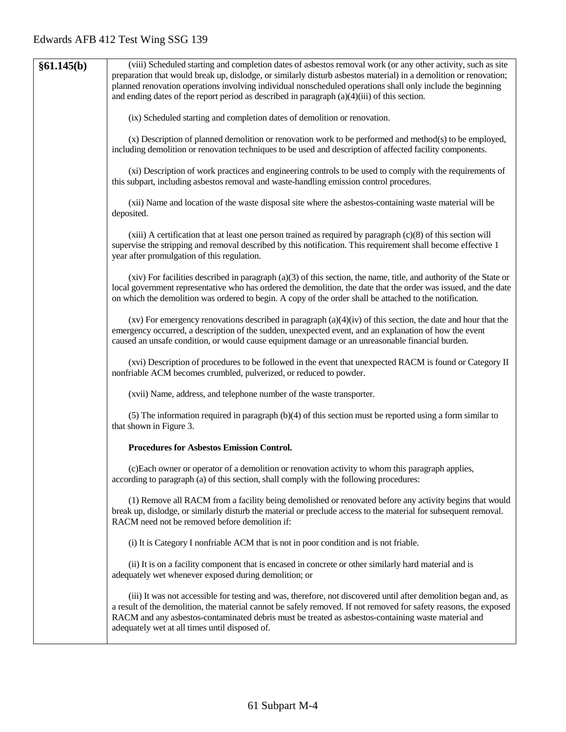| §61.145(b) | (viii) Scheduled starting and completion dates of asbestos removal work (or any other activity, such as site preparation that would break up, dislodge, or similarly disturb asbestos material) in a demolition or renovation; planned renovation operations involving individual nonscheduled operations shall only include the beginning and ending dates of the report period as described in paragraph (a)(4)(iii) of this section.<br><br>(ix) Scheduled starting and completion dates of demolition or renovation.<br><br>(x) Description of planned demolition or renovation work to be performed and method(s) to be employed, including demolition or renovation techniques to be used and description of affected facility components.<br><br>(xi) Description of work practices and engineering controls to be used to comply with the requirements of this subpart, including asbestos removal and waste-handling emission control procedures.<br><br>(xii) Name and location of the waste disposal site where the asbestos-containing waste material will be deposited.<br><br>(xiii) A certification that at least one person trained as required by paragraph (c)(8) of this section will supervise the stripping and removal described by this notification. This requirement shall become effective 1 year after promulgation of this regulation.<br><br>(xiv) For facilities described in paragraph (a)(3) of this section, the name, title, and authority of the State or local government representative who has ordered the demolition, the date that the order was issued, and the date on which the demolition was ordered to begin. A copy of the order shall be attached to the notification.<br><br>(xv) For emergency renovations described in paragraph (a)(4)(iv) of this section, the date and hour that the emergency occurred, a description of the sudden, unexpected event, and an explanation of how the event caused an unsafe condition, or would cause equipment damage or an unreasonable financial burden.<br><br>(xvi) Description of procedures to be followed in the event that unexpected RACM is found or Category II nonfriable ACM becomes crumbled, pulverized, or reduced to powder.<br><br>(xvii) Name, address, and telephone number of the waste transporter.<br><br>(5) The information required in paragraph (b)(4) of this section must be reported using a form similar to that shown in Figure 3.<br><br>**Procedures for Asbestos Emission Control.**<br><br>(c)Each owner or operator of a demolition or renovation activity to whom this paragraph applies, according to paragraph (a) of this section, shall comply with the following procedures:<br><br>(1) Remove all RACM from a facility being demolished or renovated before any activity begins that would break up, dislodge, or similarly disturb the material or preclude access to the material for subsequent removal. RACM need not be removed before demolition if:<br><br>(i) It is Category I nonfriable ACM that is not in poor condition and is not friable.<br><br>(ii) It is on a facility component that is encased in concrete or other similarly hard material and is adequately wet whenever exposed during demolition; or<br><br>(iii) It was not accessible for testing and was, therefore, not discovered until after demolition began and, as a result of the demolition, the material cannot be safely removed. If not removed for safety reasons, the exposed RACM and any asbestos-contaminated debris must be treated as asbestos-containing waste material and adequately wet at all times until disposed of. |
|---|---|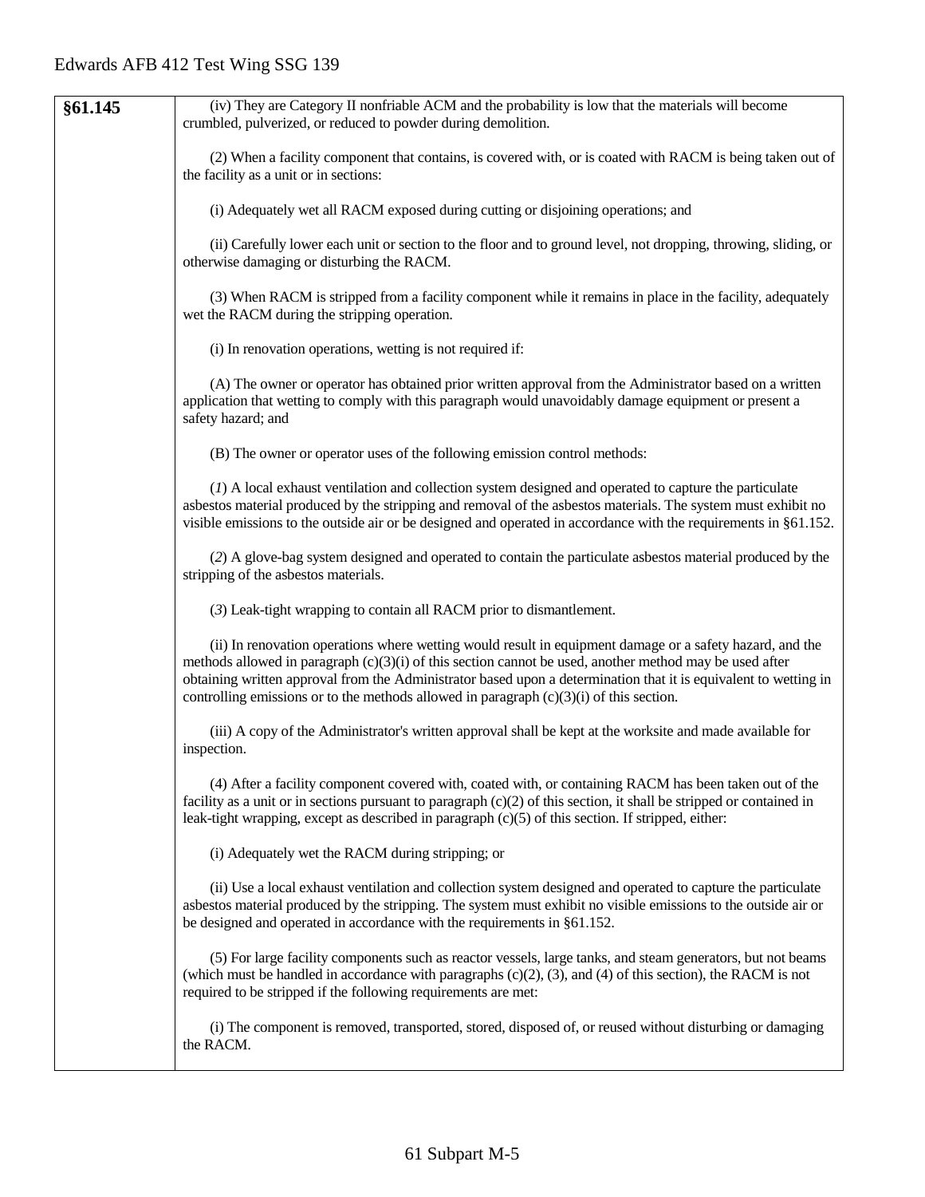| §61.145 | (iv) They are Category II nonfriable ACM and the probability is low that the materials will become crumbled, pulverized, or reduced to powder during demolition.<br><br>(2) When a facility component that contains, is covered with, or is coated with RACM is being taken out of the facility as a unit or in sections:<br><br>(i) Adequately wet all RACM exposed during cutting or disjoining operations; and<br><br>(ii) Carefully lower each unit or section to the floor and to ground level, not dropping, throwing, sliding, or otherwise damaging or disturbing the RACM.<br><br>(3) When RACM is stripped from a facility component while it remains in place in the facility, adequately wet the RACM during the stripping operation.<br><br>(i) In renovation operations, wetting is not required if:<br><br>(A) The owner or operator has obtained prior written approval from the Administrator based on a written application that wetting to comply with this paragraph would unavoidably damage equipment or present a safety hazard; and<br><br>(B) The owner or operator uses of the following emission control methods:<br><br>(*1*) A local exhaust ventilation and collection system designed and operated to capture the particulate asbestos material produced by the stripping and removal of the asbestos materials. The system must exhibit no visible emissions to the outside air or be designed and operated in accordance with the requirements in §61.152.<br><br>(*2*) A glove-bag system designed and operated to contain the particulate asbestos material produced by the stripping of the asbestos materials.<br><br>(*3*) Leak-tight wrapping to contain all RACM prior to dismantlement.<br><br>(ii) In renovation operations where wetting would result in equipment damage or a safety hazard, and the methods allowed in paragraph (c)(3)(i) of this section cannot be used, another method may be used after obtaining written approval from the Administrator based upon a determination that it is equivalent to wetting in controlling emissions or to the methods allowed in paragraph (c)(3)(i) of this section.<br><br>(iii) A copy of the Administrator's written approval shall be kept at the worksite and made available for inspection.<br><br>(4) After a facility component covered with, coated with, or containing RACM has been taken out of the facility as a unit or in sections pursuant to paragraph (c)(2) of this section, it shall be stripped or contained in leak-tight wrapping, except as described in paragraph (c)(5) of this section. If stripped, either:<br><br>(i) Adequately wet the RACM during stripping; or<br><br>(ii) Use a local exhaust ventilation and collection system designed and operated to capture the particulate asbestos material produced by the stripping. The system must exhibit no visible emissions to the outside air or be designed and operated in accordance with the requirements in §61.152.<br><br>(5) For large facility components such as reactor vessels, large tanks, and steam generators, but not beams (which must be handled in accordance with paragraphs (c)(2), (3), and (4) of this section), the RACM is not required to be stripped if the following requirements are met:<br><br>(i) The component is removed, transported, stored, disposed of, or reused without disturbing or damaging the RACM. |
|---|---|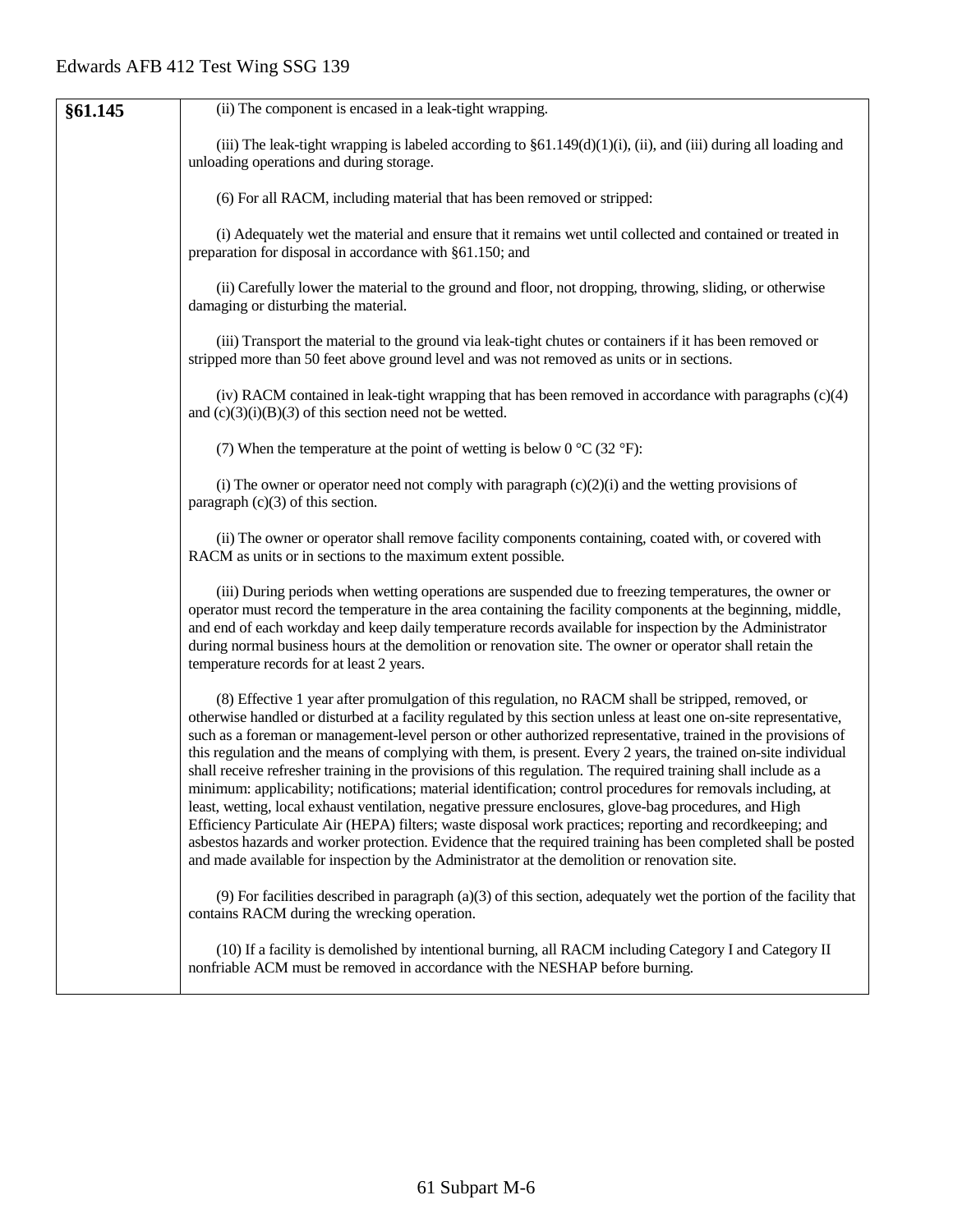| §61.145 | (ii) The component is encased in a leak-tight wrapping.<br><br>(iii) The leak-tight wrapping is labeled according to §61.149(d)(1)(i), (ii), and (iii) during all loading and unloading operations and during storage.<br><br>(6) For all RACM, including material that has been removed or stripped:<br><br>(i) Adequately wet the material and ensure that it remains wet until collected and contained or treated in preparation for disposal in accordance with §61.150; and<br><br>(ii) Carefully lower the material to the ground and floor, not dropping, throwing, sliding, or otherwise damaging or disturbing the material.<br><br>(iii) Transport the material to the ground via leak-tight chutes or containers if it has been removed or stripped more than 50 feet above ground level and was not removed as units or in sections.<br><br>(iv) RACM contained in leak-tight wrapping that has been removed in accordance with paragraphs (c)(4) and (c)(3)(i)(B)(*3*) of this section need not be wetted.<br><br>(7) When the temperature at the point of wetting is below 0 °C (32 °F):<br><br>(i) The owner or operator need not comply with paragraph (c)(2)(i) and the wetting provisions of paragraph (c)(3) of this section.<br><br>(ii) The owner or operator shall remove facility components containing, coated with, or covered with RACM as units or in sections to the maximum extent possible.<br><br>(iii) During periods when wetting operations are suspended due to freezing temperatures, the owner or operator must record the temperature in the area containing the facility components at the beginning, middle, and end of each workday and keep daily temperature records available for inspection by the Administrator during normal business hours at the demolition or renovation site. The owner or operator shall retain the temperature records for at least 2 years.<br><br>(8) Effective 1 year after promulgation of this regulation, no RACM shall be stripped, removed, or otherwise handled or disturbed at a facility regulated by this section unless at least one on-site representative, such as a foreman or management-level person or other authorized representative, trained in the provisions of this regulation and the means of complying with them, is present. Every 2 years, the trained on-site individual shall receive refresher training in the provisions of this regulation. The required training shall include as a minimum: applicability; notifications; material identification; control procedures for removals including, at least, wetting, local exhaust ventilation, negative pressure enclosures, glove-bag procedures, and High Efficiency Particulate Air (HEPA) filters; waste disposal work practices; reporting and recordkeeping; and asbestos hazards and worker protection. Evidence that the required training has been completed shall be posted and made available for inspection by the Administrator at the demolition or renovation site.<br><br>(9) For facilities described in paragraph (a)(3) of this section, adequately wet the portion of the facility that contains RACM during the wrecking operation.<br><br>(10) If a facility is demolished by intentional burning, all RACM including Category I and Category II nonfriable ACM must be removed in accordance with the NESHAP before burning. |
|---|---|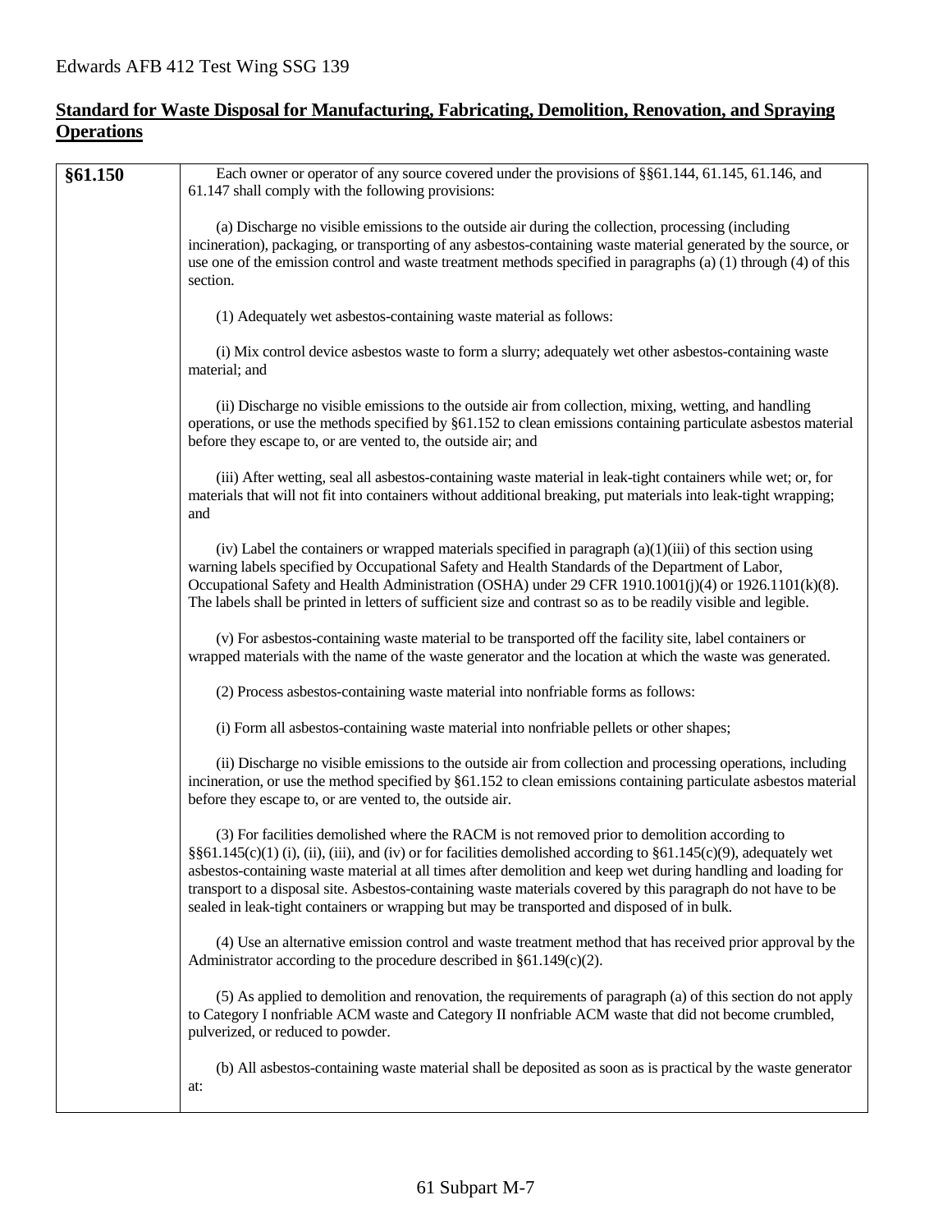## Standard for Waste Disposal for Manufacturing, Fabricating, Demolition, Renovation, and Spraying Operations

| | |
|---|---|
| **§61.150** | Each owner or operator of any source covered under the provisions of §§61.144, 61.145, 61.146, and 61.147 shall comply with the following provisions:<br><br>(a) Discharge no visible emissions to the outside air during the collection, processing (including incineration), packaging, or transporting of any asbestos-containing waste material generated by the source, or use one of the emission control and waste treatment methods specified in paragraphs (a) (1) through (4) of this section.<br><br>(1) Adequately wet asbestos-containing waste material as follows:<br><br>(i) Mix control device asbestos waste to form a slurry; adequately wet other asbestos-containing waste material; and<br><br>(ii) Discharge no visible emissions to the outside air from collection, mixing, wetting, and handling operations, or use the methods specified by §61.152 to clean emissions containing particulate asbestos material before they escape to, or are vented to, the outside air; and<br><br>(iii) After wetting, seal all asbestos-containing waste material in leak-tight containers while wet; or, for materials that will not fit into containers without additional breaking, put materials into leak-tight wrapping; and<br><br>(iv) Label the containers or wrapped materials specified in paragraph (a)(1)(iii) of this section using warning labels specified by Occupational Safety and Health Standards of the Department of Labor, Occupational Safety and Health Administration (OSHA) under 29 CFR 1910.1001(j)(4) or 1926.1101(k)(8). The labels shall be printed in letters of sufficient size and contrast so as to be readily visible and legible.<br><br>(v) For asbestos-containing waste material to be transported off the facility site, label containers or wrapped materials with the name of the waste generator and the location at which the waste was generated.<br><br>(2) Process asbestos-containing waste material into nonfriable forms as follows:<br><br>(i) Form all asbestos-containing waste material into nonfriable pellets or other shapes;<br><br>(ii) Discharge no visible emissions to the outside air from collection and processing operations, including incineration, or use the method specified by §61.152 to clean emissions containing particulate asbestos material before they escape to, or are vented to, the outside air.<br><br>(3) For facilities demolished where the RACM is not removed prior to demolition according to §§61.145(c)(1) (i), (ii), (iii), and (iv) or for facilities demolished according to §61.145(c)(9), adequately wet asbestos-containing waste material at all times after demolition and keep wet during handling and loading for transport to a disposal site. Asbestos-containing waste materials covered by this paragraph do not have to be sealed in leak-tight containers or wrapping but may be transported and disposed of in bulk.<br><br>(4) Use an alternative emission control and waste treatment method that has received prior approval by the Administrator according to the procedure described in §61.149(c)(2).<br><br>(5) As applied to demolition and renovation, the requirements of paragraph (a) of this section do not apply to Category I nonfriable ACM waste and Category II nonfriable ACM waste that did not become crumbled, pulverized, or reduced to powder.<br><br>(b) All asbestos-containing waste material shall be deposited as soon as is practical by the waste generator at: |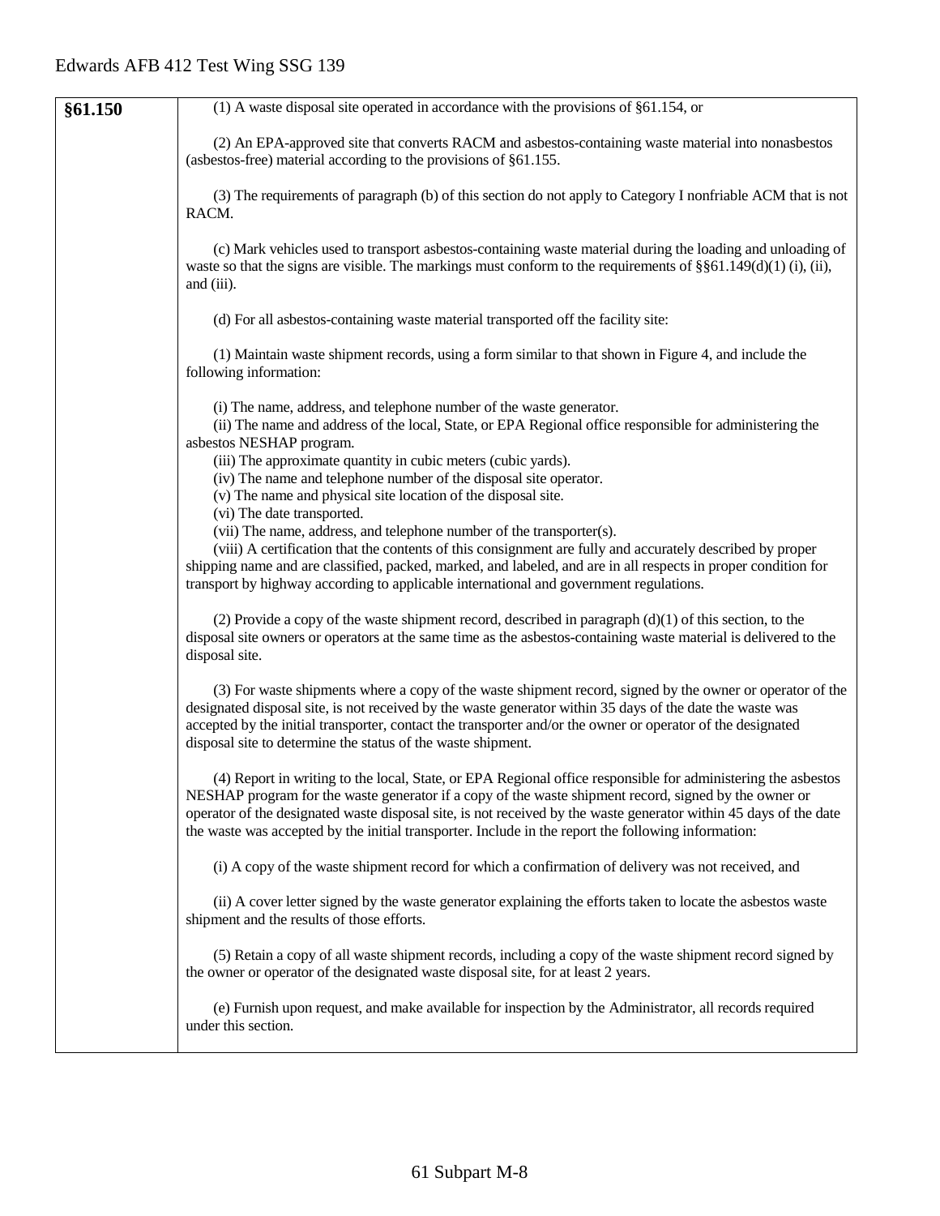| | |
|---|---|
| **§61.150** | (1) A waste disposal site operated in accordance with the provisions of §61.154, or<br><br>(2) An EPA-approved site that converts RACM and asbestos-containing waste material into nonasbestos (asbestos-free) material according to the provisions of §61.155.<br><br>(3) The requirements of paragraph (b) of this section do not apply to Category I nonfriable ACM that is not RACM.<br><br>(c) Mark vehicles used to transport asbestos-containing waste material during the loading and unloading of waste so that the signs are visible. The markings must conform to the requirements of §§61.149(d)(1) (i), (ii), and (iii).<br><br>(d) For all asbestos-containing waste material transported off the facility site:<br><br>(1) Maintain waste shipment records, using a form similar to that shown in Figure 4, and include the following information:<br><br>(i) The name, address, and telephone number of the waste generator.<br>(ii) The name and address of the local, State, or EPA Regional office responsible for administering the asbestos NESHAP program.<br>(iii) The approximate quantity in cubic meters (cubic yards).<br>(iv) The name and telephone number of the disposal site operator.<br>(v) The name and physical site location of the disposal site.<br>(vi) The date transported.<br>(vii) The name, address, and telephone number of the transporter(s).<br>(viii) A certification that the contents of this consignment are fully and accurately described by proper shipping name and are classified, packed, marked, and labeled, and are in all respects in proper condition for transport by highway according to applicable international and government regulations.<br><br>(2) Provide a copy of the waste shipment record, described in paragraph (d)(1) of this section, to the disposal site owners or operators at the same time as the asbestos-containing waste material is delivered to the disposal site.<br><br>(3) For waste shipments where a copy of the waste shipment record, signed by the owner or operator of the designated disposal site, is not received by the waste generator within 35 days of the date the waste was accepted by the initial transporter, contact the transporter and/or the owner or operator of the designated disposal site to determine the status of the waste shipment.<br><br>(4) Report in writing to the local, State, or EPA Regional office responsible for administering the asbestos NESHAP program for the waste generator if a copy of the waste shipment record, signed by the owner or operator of the designated waste disposal site, is not received by the waste generator within 45 days of the date the waste was accepted by the initial transporter. Include in the report the following information:<br><br>(i) A copy of the waste shipment record for which a confirmation of delivery was not received, and<br><br>(ii) A cover letter signed by the waste generator explaining the efforts taken to locate the asbestos waste shipment and the results of those efforts.<br><br>(5) Retain a copy of all waste shipment records, including a copy of the waste shipment record signed by the owner or operator of the designated waste disposal site, for at least 2 years.<br><br>(e) Furnish upon request, and make available for inspection by the Administrator, all records required under this section. |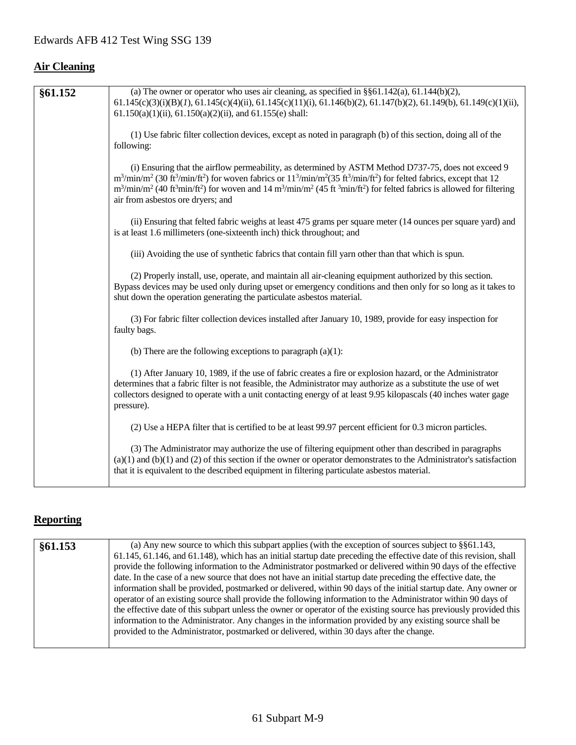## Air Cleaning

| §61.152 | (a) The owner or operator who uses air cleaning, as specified in §§61.142(a), 61.144(b)(2), 61.145(c)(3)(i)(B)(*1*), 61.145(c)(4)(ii), 61.145(c)(11)(i), 61.146(b)(2), 61.147(b)(2), 61.149(b), 61.149(c)(1)(ii), 61.150(a)(1)(ii), 61.150(a)(2)(ii), and 61.155(e) shall:<br><br>(1) Use fabric filter collection devices, except as noted in paragraph (b) of this section, doing all of the following:<br><br>(i) Ensuring that the airflow permeability, as determined by ASTM Method D737-75, does not exceed 9 $m^3/min/m^2$ (30 $ft^3/min/ft^2$) for woven fabrics or $11^3/min/m^2$(35 $ft^3/min/ft^2$) for felted fabrics, except that 12 $m^3/min/m^2$ (40 $ft^3min/ft^2$) for woven and 14 $m^3/min/m^2$ (45 ft $^3min/ft^2$) for felted fabrics is allowed for filtering air from asbestos ore dryers; and<br><br>(ii) Ensuring that felted fabric weighs at least 475 grams per square meter (14 ounces per square yard) and is at least 1.6 millimeters (one-sixteenth inch) thick throughout; and<br><br>(iii) Avoiding the use of synthetic fabrics that contain fill yarn other than that which is spun.<br><br>(2) Properly install, use, operate, and maintain all air-cleaning equipment authorized by this section. Bypass devices may be used only during upset or emergency conditions and then only for so long as it takes to shut down the operation generating the particulate asbestos material.<br><br>(3) For fabric filter collection devices installed after January 10, 1989, provide for easy inspection for faulty bags.<br><br>(b) There are the following exceptions to paragraph (a)(1):<br><br>(1) After January 10, 1989, if the use of fabric creates a fire or explosion hazard, or the Administrator determines that a fabric filter is not feasible, the Administrator may authorize as a substitute the use of wet collectors designed to operate with a unit contacting energy of at least 9.95 kilopascals (40 inches water gage pressure).<br><br>(2) Use a HEPA filter that is certified to be at least 99.97 percent efficient for 0.3 micron particles.<br><br>(3) The Administrator may authorize the use of filtering equipment other than described in paragraphs (a)(1) and (b)(1) and (2) of this section if the owner or operator demonstrates to the Administrator's satisfaction that it is equivalent to the described equipment in filtering particulate asbestos material. |
|---|---|

## Reporting

| §61.153 | (a) Any new source to which this subpart applies (with the exception of sources subject to §§61.143, 61.145, 61.146, and 61.148), which has an initial startup date preceding the effective date of this revision, shall provide the following information to the Administrator postmarked or delivered within 90 days of the effective date. In the case of a new source that does not have an initial startup date preceding the effective date, the information shall be provided, postmarked or delivered, within 90 days of the initial startup date. Any owner or operator of an existing source shall provide the following information to the Administrator within 90 days of the effective date of this subpart unless the owner or operator of the existing source has previously provided this information to the Administrator. Any changes in the information provided by any existing source shall be provided to the Administrator, postmarked or delivered, within 30 days after the change. |
|---|---|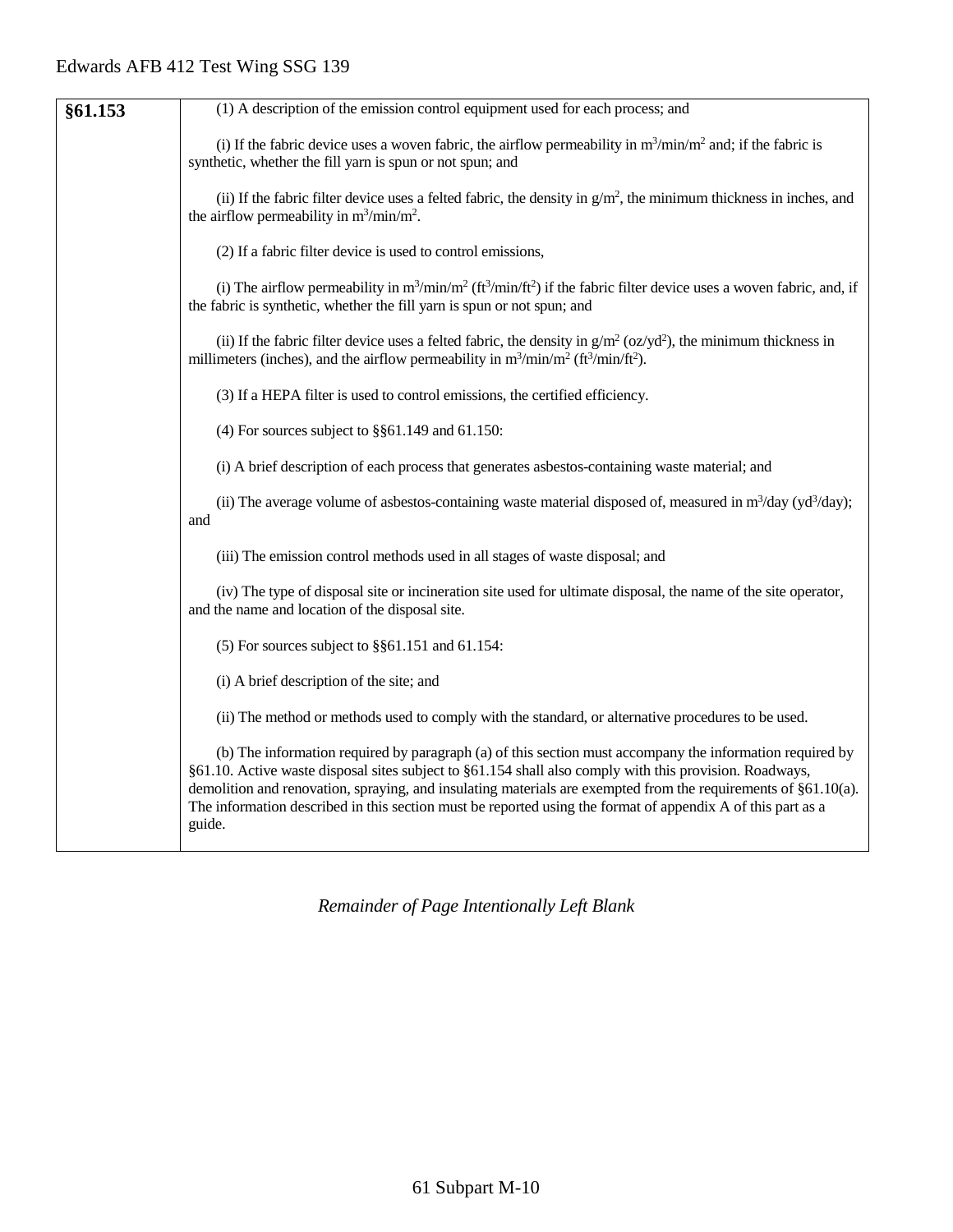| §61.153 | (1) A description of the emission control equipment used for each process; and<br><br>(i) If the fabric device uses a woven fabric, the airflow permeability in $m^3/min/m^2$ and; if the fabric is synthetic, whether the fill yarn is spun or not spun; and<br><br>(ii) If the fabric filter device uses a felted fabric, the density in $g/m^2$, the minimum thickness in inches, and the airflow permeability in $m^3/min/m^2$.<br><br>(2) If a fabric filter device is used to control emissions,<br><br>(i) The airflow permeability in $m^3/min/m^2$ ($ft^3/min/ft^2$) if the fabric filter device uses a woven fabric, and, if the fabric is synthetic, whether the fill yarn is spun or not spun; and<br><br>(ii) If the fabric filter device uses a felted fabric, the density in $g/m^2$ ($oz/yd^2$), the minimum thickness in millimeters (inches), and the airflow permeability in $m^3/min/m^2$ ($ft^3/min/ft^2$).<br><br>(3) If a HEPA filter is used to control emissions, the certified efficiency.<br><br>(4) For sources subject to §§61.149 and 61.150:<br><br>(i) A brief description of each process that generates asbestos-containing waste material; and<br><br>(ii) The average volume of asbestos-containing waste material disposed of, measured in $m^3/day$ ($yd^3/day$); and<br><br>(iii) The emission control methods used in all stages of waste disposal; and<br><br>(iv) The type of disposal site or incineration site used for ultimate disposal, the name of the site operator, and the name and location of the disposal site.<br><br>(5) For sources subject to §§61.151 and 61.154:<br><br>(i) A brief description of the site; and<br><br>(ii) The method or methods used to comply with the standard, or alternative procedures to be used.<br><br>(b) The information required by paragraph (a) of this section must accompany the information required by §61.10. Active waste disposal sites subject to §61.154 shall also comply with this provision. Roadways, demolition and renovation, spraying, and insulating materials are exempted from the requirements of §61.10(a). The information described in this section must be reported using the format of appendix A of this part as a guide. |
|---|---|

*Remainder of Page Intentionally Left Blank*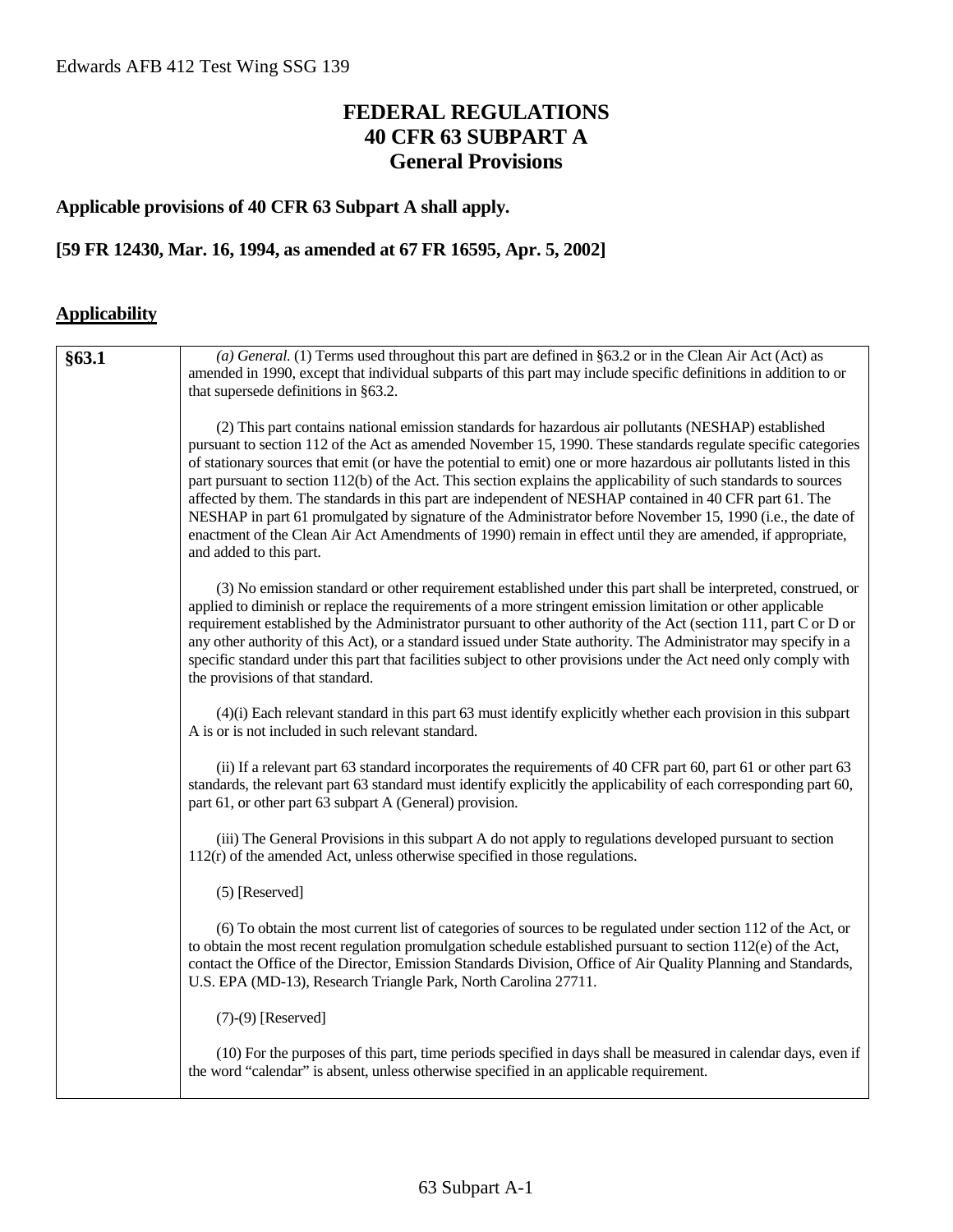# FEDERAL REGULATIONS
# 40 CFR 63 SUBPART A
# General Provisions

**Applicable provisions of 40 CFR 63 Subpart A shall apply.**

**[59 FR 12430, Mar. 16, 1994, as amended at 67 FR 16595, Apr. 5, 2002]**

## Applicability

| §63.1 | *(a) General.* (1) Terms used throughout this part are defined in §63.2 or in the Clean Air Act (Act) as amended in 1990, except that individual subparts of this part may include specific definitions in addition to or that supersede definitions in §63.2.<br><br>(2) This part contains national emission standards for hazardous air pollutants (NESHAP) established pursuant to section 112 of the Act as amended November 15, 1990. These standards regulate specific categories of stationary sources that emit (or have the potential to emit) one or more hazardous air pollutants listed in this part pursuant to section 112(b) of the Act. This section explains the applicability of such standards to sources affected by them. The standards in this part are independent of NESHAP contained in 40 CFR part 61. The NESHAP in part 61 promulgated by signature of the Administrator before November 15, 1990 (i.e., the date of enactment of the Clean Air Act Amendments of 1990) remain in effect until they are amended, if appropriate, and added to this part.<br><br>(3) No emission standard or other requirement established under this part shall be interpreted, construed, or applied to diminish or replace the requirements of a more stringent emission limitation or other applicable requirement established by the Administrator pursuant to other authority of the Act (section 111, part C or D or any other authority of this Act), or a standard issued under State authority. The Administrator may specify in a specific standard under this part that facilities subject to other provisions under the Act need only comply with the provisions of that standard.<br><br>(4)(i) Each relevant standard in this part 63 must identify explicitly whether each provision in this subpart A is or is not included in such relevant standard.<br><br>(ii) If a relevant part 63 standard incorporates the requirements of 40 CFR part 60, part 61 or other part 63 standards, the relevant part 63 standard must identify explicitly the applicability of each corresponding part 60, part 61, or other part 63 subpart A (General) provision.<br><br>(iii) The General Provisions in this subpart A do not apply to regulations developed pursuant to section 112(r) of the amended Act, unless otherwise specified in those regulations.<br><br>(5) [Reserved]<br><br>(6) To obtain the most current list of categories of sources to be regulated under section 112 of the Act, or to obtain the most recent regulation promulgation schedule established pursuant to section 112(e) of the Act, contact the Office of the Director, Emission Standards Division, Office of Air Quality Planning and Standards, U.S. EPA (MD-13), Research Triangle Park, North Carolina 27711.<br><br>(7)-(9) [Reserved]<br><br>(10) For the purposes of this part, time periods specified in days shall be measured in calendar days, even if the word "calendar" is absent, unless otherwise specified in an applicable requirement. |
|---|---|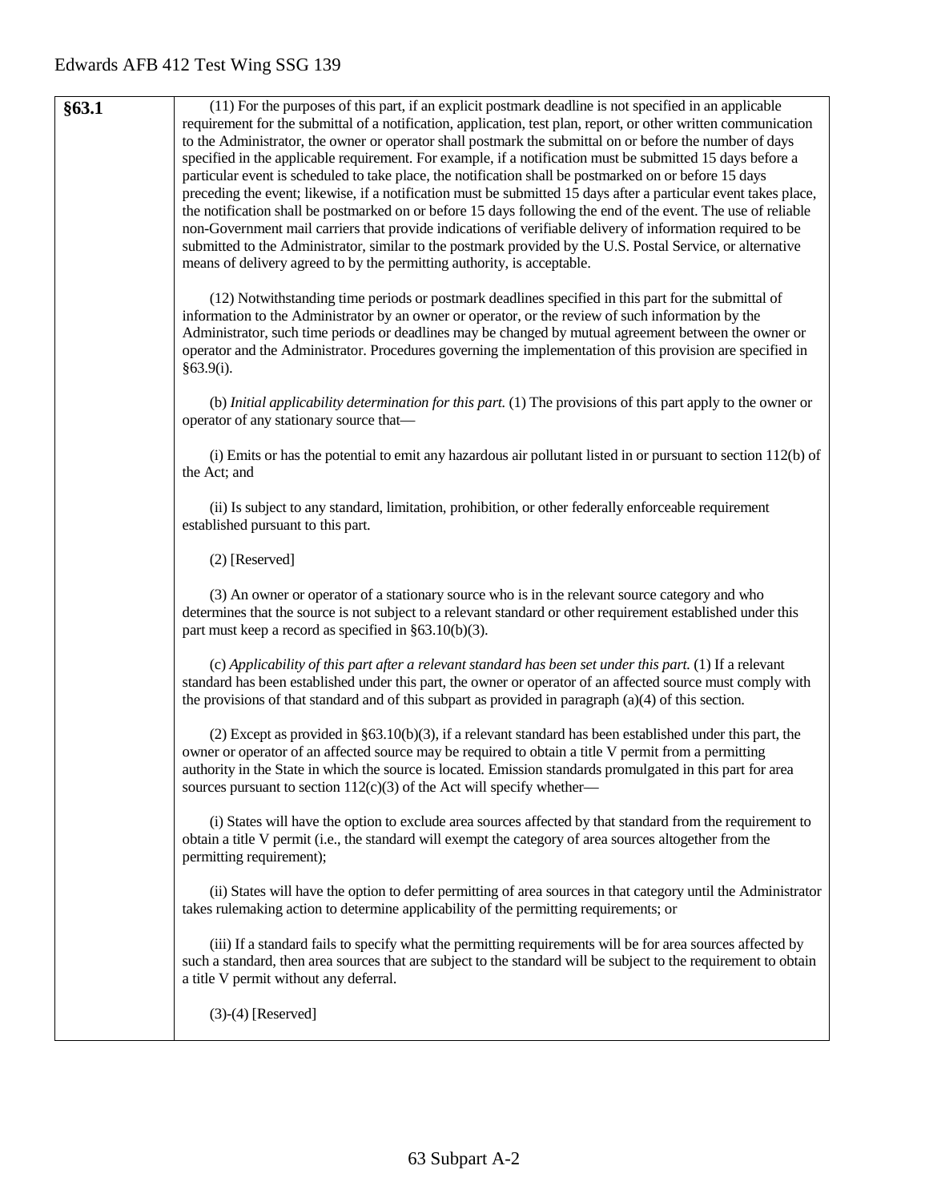| §63.1 | (11) For the purposes of this part, if an explicit postmark deadline is not specified in an applicable requirement for the submittal of a notification, application, test plan, report, or other written communication to the Administrator, the owner or operator shall postmark the submittal on or before the number of days specified in the applicable requirement. For example, if a notification must be submitted 15 days before a particular event is scheduled to take place, the notification shall be postmarked on or before 15 days preceding the event; likewise, if a notification must be submitted 15 days after a particular event takes place, the notification shall be postmarked on or before 15 days following the end of the event. The use of reliable non-Government mail carriers that provide indications of verifiable delivery of information required to be submitted to the Administrator, similar to the postmark provided by the U.S. Postal Service, or alternative means of delivery agreed to by the permitting authority, is acceptable.<br><br>(12) Notwithstanding time periods or postmark deadlines specified in this part for the submittal of information to the Administrator by an owner or operator, or the review of such information by the Administrator, such time periods or deadlines may be changed by mutual agreement between the owner or operator and the Administrator. Procedures governing the implementation of this provision are specified in §63.9(i).<br><br>(b) *Initial applicability determination for this part.* (1) The provisions of this part apply to the owner or operator of any stationary source that—<br><br>(i) Emits or has the potential to emit any hazardous air pollutant listed in or pursuant to section 112(b) of the Act; and<br><br>(ii) Is subject to any standard, limitation, prohibition, or other federally enforceable requirement established pursuant to this part.<br><br>(2) [Reserved]<br><br>(3) An owner or operator of a stationary source who is in the relevant source category and who determines that the source is not subject to a relevant standard or other requirement established under this part must keep a record as specified in §63.10(b)(3).<br><br>(c) *Applicability of this part after a relevant standard has been set under this part.* (1) If a relevant standard has been established under this part, the owner or operator of an affected source must comply with the provisions of that standard and of this subpart as provided in paragraph (a)(4) of this section.<br><br>(2) Except as provided in §63.10(b)(3), if a relevant standard has been established under this part, the owner or operator of an affected source may be required to obtain a title V permit from a permitting authority in the State in which the source is located. Emission standards promulgated in this part for area sources pursuant to section 112(c)(3) of the Act will specify whether—<br><br>(i) States will have the option to exclude area sources affected by that standard from the requirement to obtain a title V permit (i.e., the standard will exempt the category of area sources altogether from the permitting requirement);<br><br>(ii) States will have the option to defer permitting of area sources in that category until the Administrator takes rulemaking action to determine applicability of the permitting requirements; or<br><br>(iii) If a standard fails to specify what the permitting requirements will be for area sources affected by such a standard, then area sources that are subject to the standard will be subject to the requirement to obtain a title V permit without any deferral.<br><br>(3)-(4) [Reserved] |
|---|---|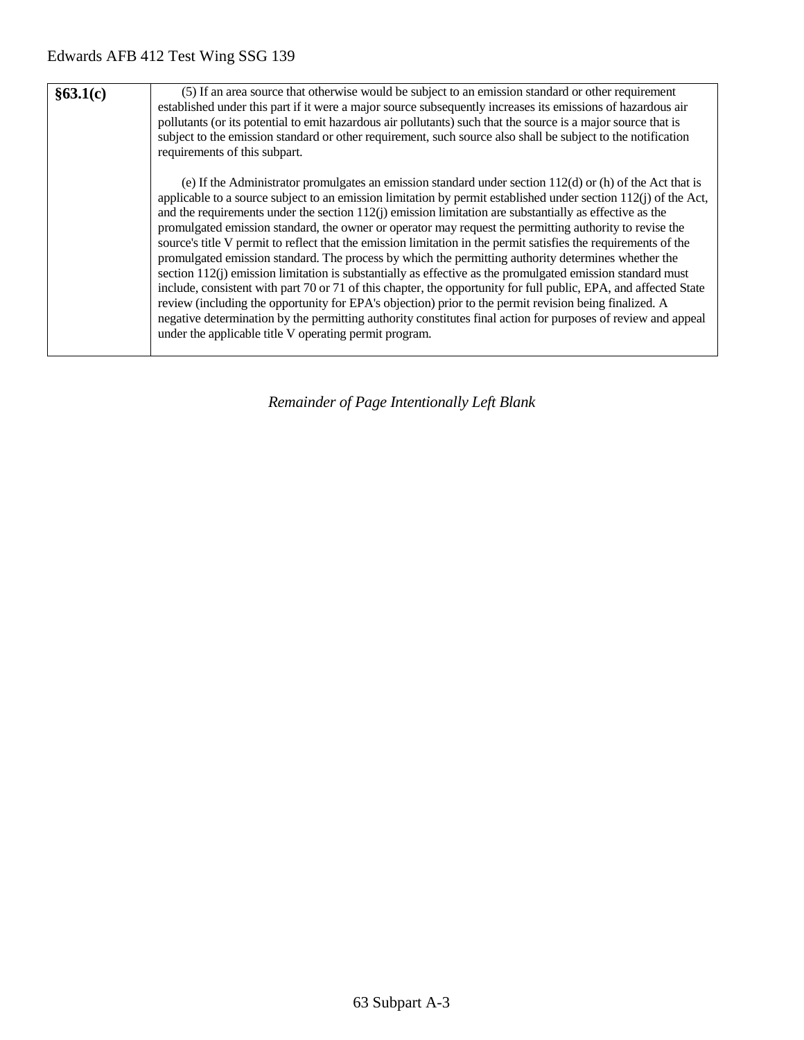| **§63.1(c)** | (5) If an area source that otherwise would be subject to an emission standard or other requirement established under this part if it were a major source subsequently increases its emissions of hazardous air pollutants (or its potential to emit hazardous air pollutants) such that the source is a major source that is subject to the emission standard or other requirement, such source also shall be subject to the notification requirements of this subpart.<br><br>(e) If the Administrator promulgates an emission standard under section 112(d) or (h) of the Act that is applicable to a source subject to an emission limitation by permit established under section 112(j) of the Act, and the requirements under the section 112(j) emission limitation are substantially as effective as the promulgated emission standard, the owner or operator may request the permitting authority to revise the source's title V permit to reflect that the emission limitation in the permit satisfies the requirements of the promulgated emission standard. The process by which the permitting authority determines whether the section 112(j) emission limitation is substantially as effective as the promulgated emission standard must include, consistent with part 70 or 71 of this chapter, the opportunity for full public, EPA, and affected State review (including the opportunity for EPA's objection) prior to the permit revision being finalized. A negative determination by the permitting authority constitutes final action for purposes of review and appeal under the applicable title V operating permit program. |
|---|---|

*Remainder of Page Intentionally Left Blank*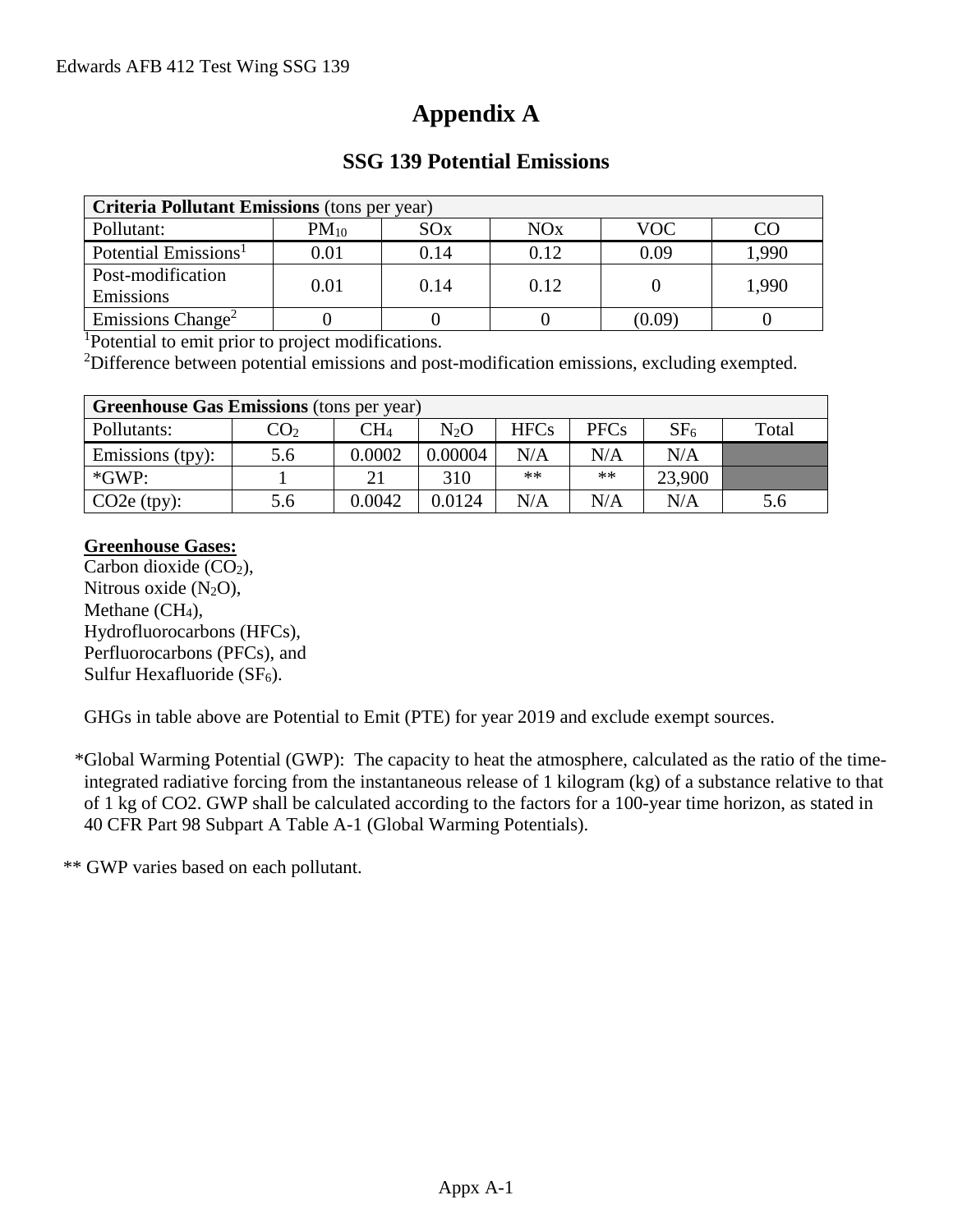# Appendix A

## SSG 139 Potential Emissions

| **Criteria Pollutant Emissions** (tons per year) | | | | | |
|---|---|---|---|---|---|
| Pollutant: | $PM_{10}$ | SOx | NOx | VOC | CO |
| Potential Emissions[1] | 0.01 | 0.14 | 0.12 | 0.09 | 1,990 |
| Post-modification Emissions | 0.01 | 0.14 | 0.12 | 0 | 1,990 |
| Emissions Change[2] | 0 | 0 | 0 | (0.09) | 0 |

[1]Potential to emit prior to project modifications.
[2]Difference between potential emissions and post-modification emissions, excluding exempted.

| **Greenhouse Gas Emissions** (tons per year) | | | | | | | |
|---|---|---|---|---|---|---|---|
| Pollutants: | $CO_2$ | $CH_4$ | $N_2O$ | HFCs | PFCs | $SF_6$ | Total |
| Emissions (tpy): | 5.6 | 0.0002 | 0.00004 | N/A | N/A | N/A | |
| *GWP: | 1 | 21 | 310 | ** | ** | 23,900 | |
| CO2e (tpy): | 5.6 | 0.0042 | 0.0124 | N/A | N/A | N/A | 5.6 |

**<u>Greenhouse Gases:</u>**
Carbon dioxide ($CO_2$),
Nitrous oxide ($N_2O$),
Methane ($CH_4$),
Hydrofluorocarbons (HFCs),
Perfluorocarbons (PFCs), and
Sulfur Hexafluoride ($SF_6$).

GHGs in table above are Potential to Emit (PTE) for year 2019 and exclude exempt sources.

*Global Warming Potential (GWP): The capacity to heat the atmosphere, calculated as the ratio of the time-integrated radiative forcing from the instantaneous release of 1 kilogram (kg) of a substance relative to that of 1 kg of CO2. GWP shall be calculated according to the factors for a 100-year time horizon, as stated in 40 CFR Part 98 Subpart A Table A-1 (Global Warming Potentials).

** GWP varies based on each pollutant.